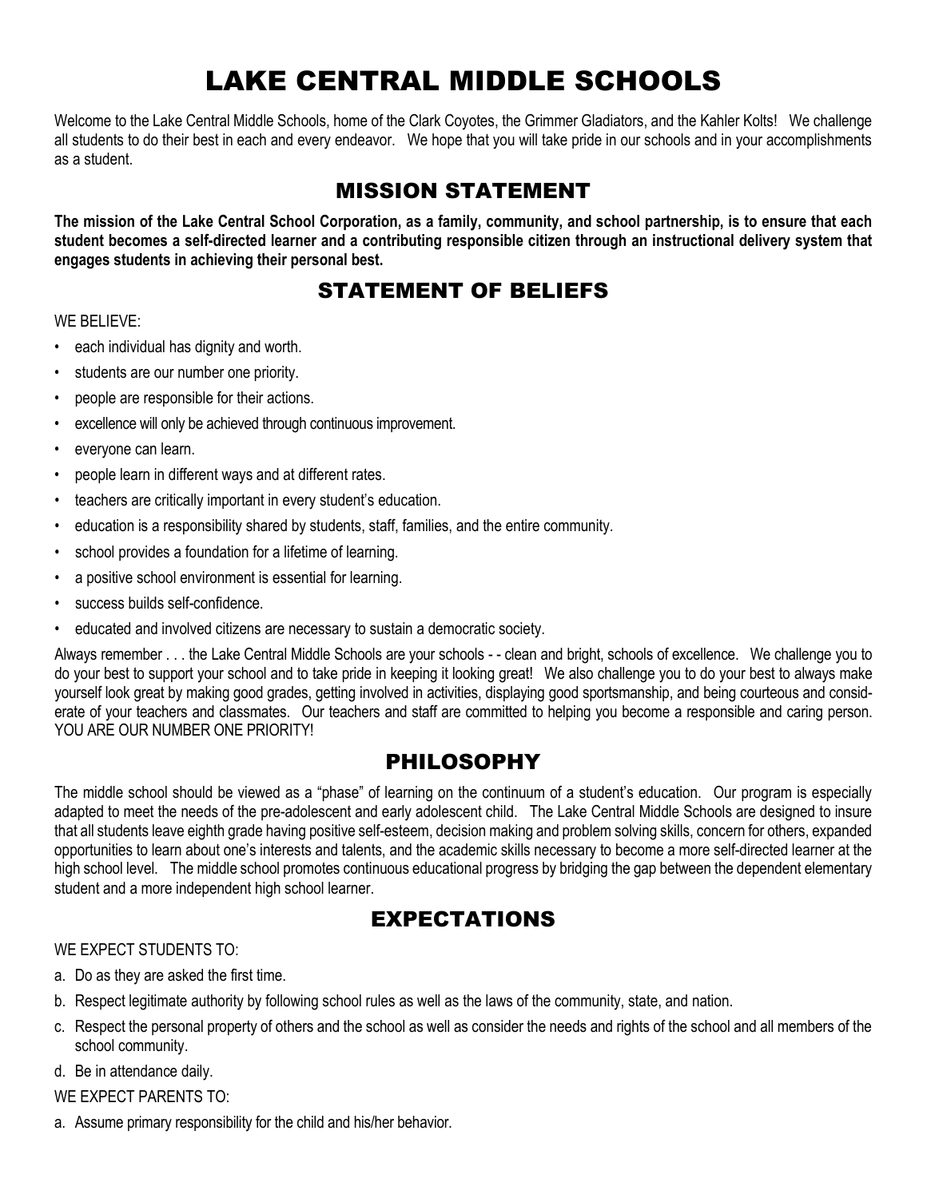# LAKE CENTRAL MIDDLE SCHOOLS

Welcome to the Lake Central Middle Schools, home of the Clark Coyotes, the Grimmer Gladiators, and the Kahler Kolts! We challenge all students to do their best in each and every endeavor. We hope that you will take pride in our schools and in your accomplishments as a student.

## MISSION STATEMENT

**The mission of the Lake Central School Corporation, as a family, community, and school partnership, is to ensure that each student becomes a self-directed learner and a contributing responsible citizen through an instructional delivery system that engages students in achieving their personal best.**

## STATEMENT OF BELIEFS

WE BELIEVE:

- each individual has dignity and worth.
- students are our number one priority.
- people are responsible for their actions.
- excellence will only be achieved through continuous improvement.
- everyone can learn.
- people learn in different ways and at different rates.
- teachers are critically important in every student's education.
- education is a responsibility shared by students, staff, families, and the entire community.
- school provides a foundation for a lifetime of learning.
- a positive school environment is essential for learning.
- success builds self-confidence.
- educated and involved citizens are necessary to sustain a democratic society.

Always remember . . . the Lake Central Middle Schools are your schools - - clean and bright, schools of excellence. We challenge you to do your best to support your school and to take pride in keeping it looking great! We also challenge you to do your best to always make yourself look great by making good grades, getting involved in activities, displaying good sportsmanship, and being courteous and considerate of your teachers and classmates. Our teachers and staff are committed to helping you become a responsible and caring person. YOU ARE OUR NUMBER ONE PRIORITY!

## PHILOSOPHY

The middle school should be viewed as a "phase" of learning on the continuum of a student's education. Our program is especially adapted to meet the needs of the pre-adolescent and early adolescent child. The Lake Central Middle Schools are designed to insure that all students leave eighth grade having positive self-esteem, decision making and problem solving skills, concern for others, expanded opportunities to learn about one's interests and talents, and the academic skills necessary to become a more self-directed learner at the high school level. The middle school promotes continuous educational progress by bridging the gap between the dependent elementary student and a more independent high school learner.

## EXPECTATIONS

WE EXPECT STUDENTS TO:

a. Do as they are asked the first time.
b. Respect legitimate authority by following school rules as well as the laws of the community, state, and nation.
c. Respect the personal property of others and the school as well as consider the needs and rights of the school and all members of the school community.
d. Be in attendance daily.

WE EXPECT PARENTS TO:

a. Assume primary responsibility for the child and his/her behavior.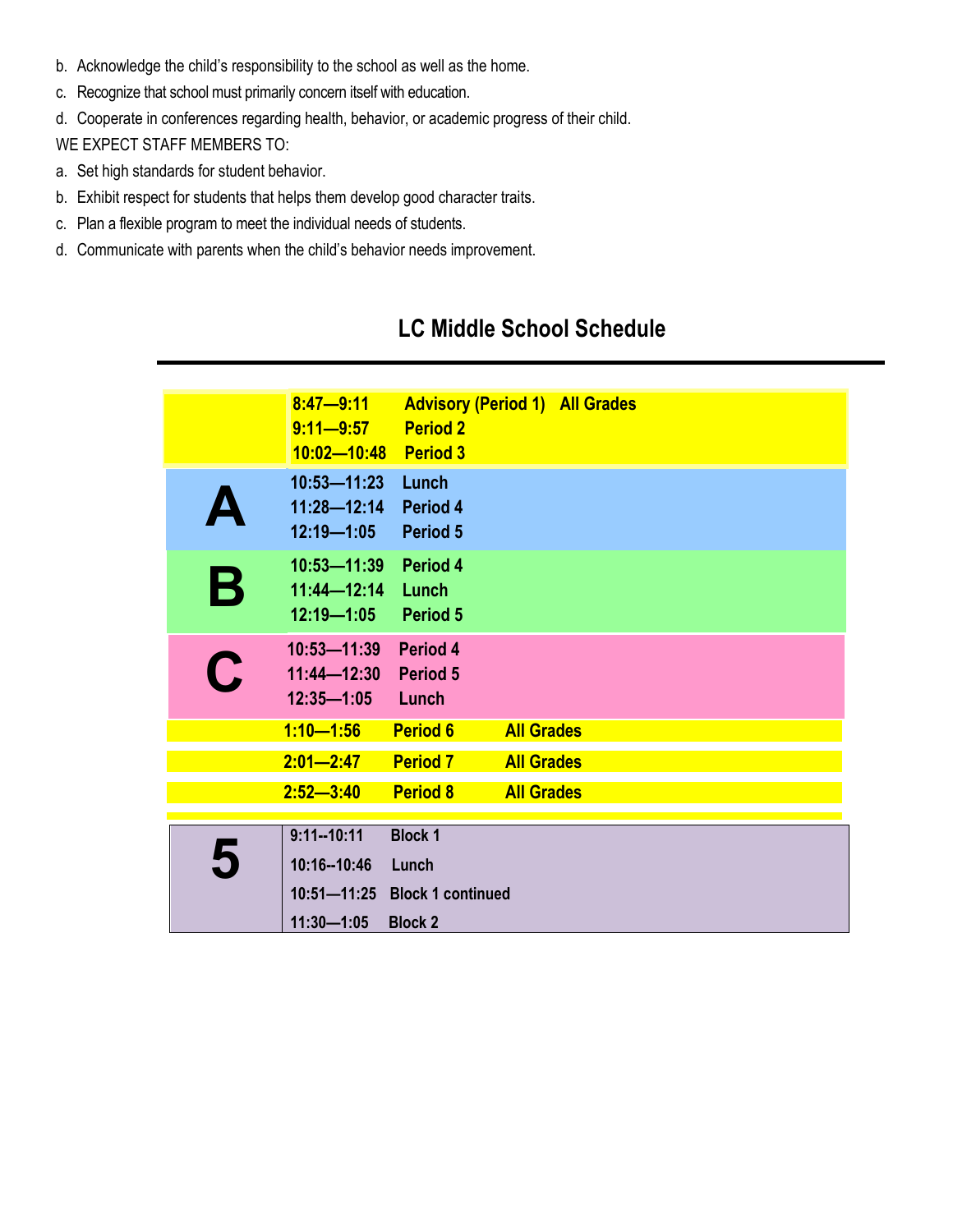b. Acknowledge the child's responsibility to the school as well as the home.
c. Recognize that school must primarily concern itself with education.
d. Cooperate in conferences regarding health, behavior, or academic progress of their child.

WE EXPECT STAFF MEMBERS TO:

a. Set high standards for student behavior.
b. Exhibit respect for students that helps them develop good character traits.
c. Plan a flexible program to meet the individual needs of students.
d. Communicate with parents when the child's behavior needs improvement.

## LC Middle School Schedule

| | Time | Period | |
|---|---|---|---|
| | **8:47—9:11** | **Advisory (Period 1)** | **All Grades** |
| | **9:11—9:57** | **Period 2** | |
| | **10:02—10:48** | **Period 3** | |
| **A** | **10:53—11:23** | **Lunch** | |
| | **11:28—12:14** | **Period 4** | |
| | **12:19—1:05** | **Period 5** | |
| **B** | **10:53—11:39** | **Period 4** | |
| | **11:44—12:14** | **Lunch** | |
| | **12:19—1:05** | **Period 5** | |
| **C** | **10:53—11:39** | **Period 4** | |
| | **11:44—12:30** | **Period 5** | |
| | **12:35—1:05** | **Lunch** | |
| | **1:10—1:56** | **Period 6** | **All Grades** |
| | **2:01—2:47** | **Period 7** | **All Grades** |
| | **2:52—3:40** | **Period 8** | **All Grades** |
| **5** | **9:11--10:11** | **Block 1** | |
| | **10:16--10:46** | **Lunch** | |
| | **10:51—11:25** | **Block 1 continued** | |
| | **11:30—1:05** | **Block 2** | |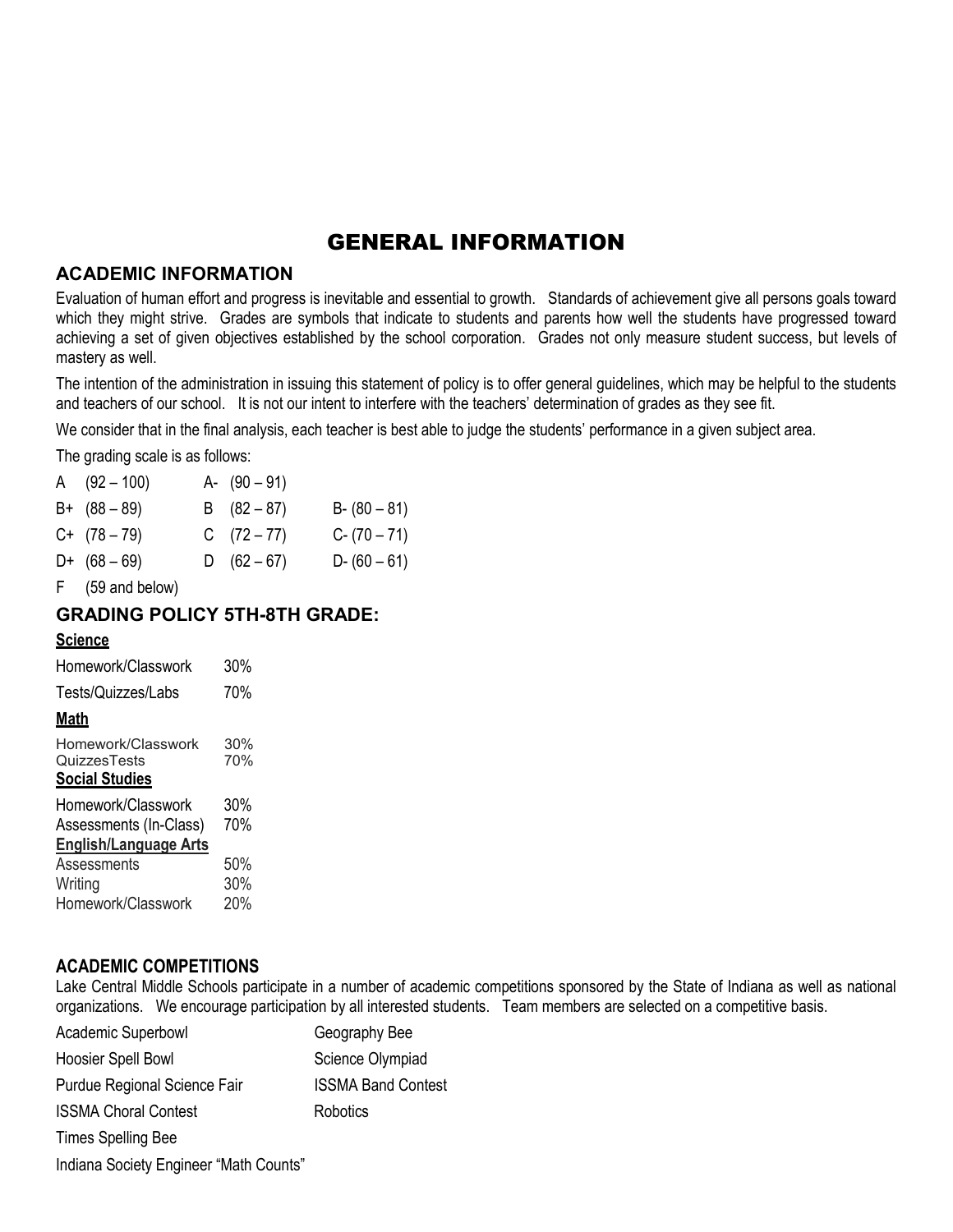# GENERAL INFORMATION

## ACADEMIC INFORMATION

Evaluation of human effort and progress is inevitable and essential to growth. Standards of achievement give all persons goals toward which they might strive. Grades are symbols that indicate to students and parents how well the students have progressed toward achieving a set of given objectives established by the school corporation. Grades not only measure student success, but levels of mastery as well.

The intention of the administration in issuing this statement of policy is to offer general guidelines, which may be helpful to the students and teachers of our school. It is not our intent to interfere with the teachers' determination of grades as they see fit.

We consider that in the final analysis, each teacher is best able to judge the students' performance in a given subject area.

The grading scale is as follows:

| | | |
|---|---|---|
| A (92 – 100) | A- (90 – 91) | |
| B+ (88 – 89) | B (82 – 87) | B- (80 – 81) |
| C+ (78 – 79) | C (72 – 77) | C- (70 – 71) |
| D+ (68 – 69) | D (62 – 67) | D- (60 – 61) |
| F (59 and below) | | |

## GRADING POLICY 5TH-8TH GRADE:

**Science**

| | |
|---|---|
| Homework/Classwork | 30% |
| Tests/Quizzes/Labs | 70% |

**Math**

| | |
|---|---|
| Homework/Classwork | 30% |
| QuizzesTests | 70% |

**Social Studies**

| | |
|---|---|
| Homework/Classwork | 30% |
| Assessments (In-Class) | 70% |

**English/Language Arts**

| | |
|---|---|
| Assessments | 50% |
| Writing | 30% |
| Homework/Classwork | 20% |

### ACADEMIC COMPETITIONS

Lake Central Middle Schools participate in a number of academic competitions sponsored by the State of Indiana as well as national organizations. We encourage participation by all interested students. Team members are selected on a competitive basis.

- Academic Superbowl
- Geography Bee
- Hoosier Spell Bowl
- Science Olympiad
- Purdue Regional Science Fair
- ISSMA Band Contest
- ISSMA Choral Contest
- Robotics
- Times Spelling Bee
- Indiana Society Engineer "Math Counts"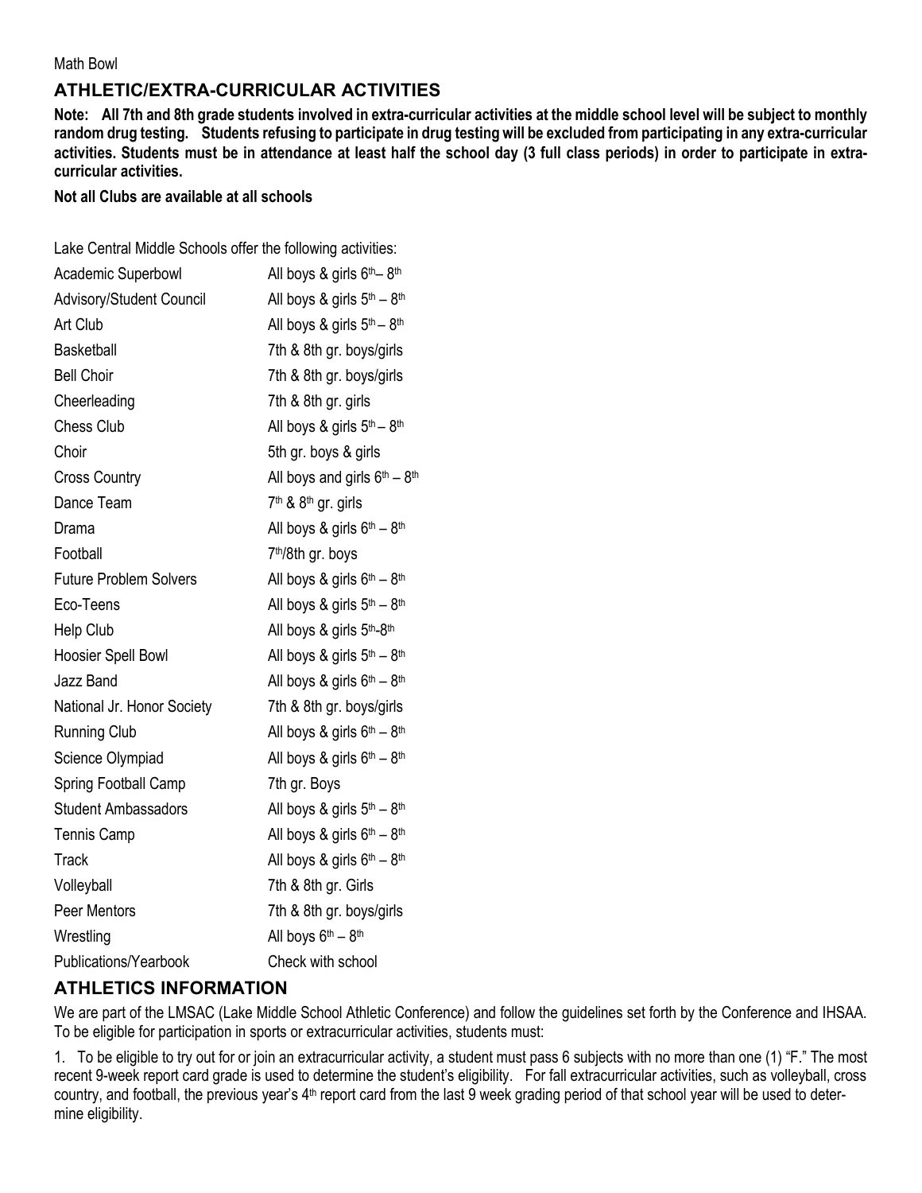Math Bowl

## ATHLETIC/EXTRA-CURRICULAR ACTIVITIES

**Note: All 7th and 8th grade students involved in extra-curricular activities at the middle school level will be subject to monthly random drug testing. Students refusing to participate in drug testing will be excluded from participating in any extra-curricular activities. Students must be in attendance at least half the school day (3 full class periods) in order to participate in extra-curricular activities.**

**Not all Clubs are available at all schools**

Lake Central Middle Schools offer the following activities:

| Activity | Eligibility |
| --- | --- |
| Academic Superbowl | All boys & girls 6th– 8th |
| Advisory/Student Council | All boys & girls 5th – 8th |
| Art Club | All boys & girls 5th – 8th |
| Basketball | 7th & 8th gr. boys/girls |
| Bell Choir | 7th & 8th gr. boys/girls |
| Cheerleading | 7th & 8th gr. girls |
| Chess Club | All boys & girls 5th – 8th |
| Choir | 5th gr. boys & girls |
| Cross Country | All boys and girls 6th – 8th |
| Dance Team | 7th & 8th gr. girls |
| Drama | All boys & girls 6th – 8th |
| Football | 7th/8th gr. boys |
| Future Problem Solvers | All boys & girls 6th – 8th |
| Eco-Teens | All boys & girls 5th – 8th |
| Help Club | All boys & girls 5th-8th |
| Hoosier Spell Bowl | All boys & girls 5th – 8th |
| Jazz Band | All boys & girls 6th – 8th |
| National Jr. Honor Society | 7th & 8th gr. boys/girls |
| Running Club | All boys & girls 6th – 8th |
| Science Olympiad | All boys & girls 6th – 8th |
| Spring Football Camp | 7th gr. Boys |
| Student Ambassadors | All boys & girls 5th – 8th |
| Tennis Camp | All boys & girls 6th – 8th |
| Track | All boys & girls 6th – 8th |
| Volleyball | 7th & 8th gr. Girls |
| Peer Mentors | 7th & 8th gr. boys/girls |
| Wrestling | All boys 6th – 8th |
| Publications/Yearbook | Check with school |

## ATHLETICS INFORMATION

We are part of the LMSAC (Lake Middle School Athletic Conference) and follow the guidelines set forth by the Conference and IHSAA. To be eligible for participation in sports or extracurricular activities, students must:

1. To be eligible to try out for or join an extracurricular activity, a student must pass 6 subjects with no more than one (1) "F." The most recent 9-week report card grade is used to determine the student's eligibility. For fall extracurricular activities, such as volleyball, cross country, and football, the previous year's 4th report card from the last 9 week grading period of that school year will be used to determine eligibility.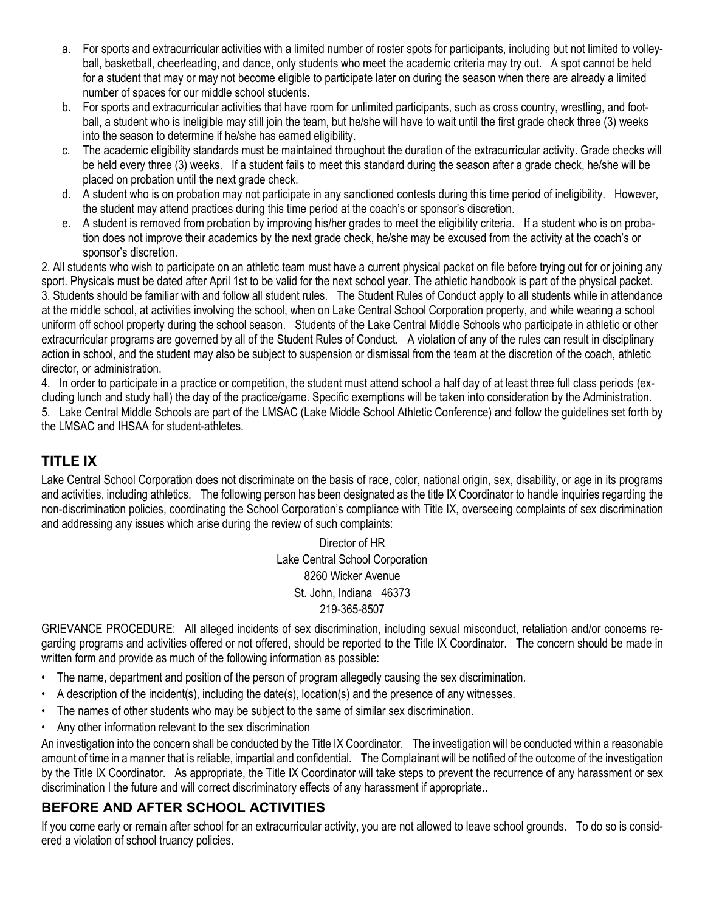a. For sports and extracurricular activities with a limited number of roster spots for participants, including but not limited to volleyball, basketball, cheerleading, and dance, only students who meet the academic criteria may try out. A spot cannot be held for a student that may or may not become eligible to participate later on during the season when there are already a limited number of spaces for our middle school students.
b. For sports and extracurricular activities that have room for unlimited participants, such as cross country, wrestling, and football, a student who is ineligible may still join the team, but he/she will have to wait until the first grade check three (3) weeks into the season to determine if he/she has earned eligibility.
c. The academic eligibility standards must be maintained throughout the duration of the extracurricular activity. Grade checks will be held every three (3) weeks. If a student fails to meet this standard during the season after a grade check, he/she will be placed on probation until the next grade check.
d. A student who is on probation may not participate in any sanctioned contests during this time period of ineligibility. However, the student may attend practices during this time period at the coach's or sponsor's discretion.
e. A student is removed from probation by improving his/her grades to meet the eligibility criteria. If a student who is on probation does not improve their academics by the next grade check, he/she may be excused from the activity at the coach's or sponsor's discretion.

2. All students who wish to participate on an athletic team must have a current physical packet on file before trying out for or joining any sport. Physicals must be dated after April 1st to be valid for the next school year. The athletic handbook is part of the physical packet.
3. Students should be familiar with and follow all student rules. The Student Rules of Conduct apply to all students while in attendance at the middle school, at activities involving the school, when on Lake Central School Corporation property, and while wearing a school uniform off school property during the school season. Students of the Lake Central Middle Schools who participate in athletic or other extracurricular programs are governed by all of the Student Rules of Conduct. A violation of any of the rules can result in disciplinary action in school, and the student may also be subject to suspension or dismissal from the team at the discretion of the coach, athletic director, or administration.
4. In order to participate in a practice or competition, the student must attend school a half day of at least three full class periods (excluding lunch and study hall) the day of the practice/game. Specific exemptions will be taken into consideration by the Administration.
5. Lake Central Middle Schools are part of the LMSAC (Lake Middle School Athletic Conference) and follow the guidelines set forth by the LMSAC and IHSAA for student-athletes.

## TITLE IX

Lake Central School Corporation does not discriminate on the basis of race, color, national origin, sex, disability, or age in its programs and activities, including athletics. The following person has been designated as the title IX Coordinator to handle inquiries regarding the non-discrimination policies, coordinating the School Corporation's compliance with Title IX, overseeing complaints of sex discrimination and addressing any issues which arise during the review of such complaints:

Director of HR
Lake Central School Corporation
8260 Wicker Avenue
St. John, Indiana 46373
219-365-8507

GRIEVANCE PROCEDURE: All alleged incidents of sex discrimination, including sexual misconduct, retaliation and/or concerns regarding programs and activities offered or not offered, should be reported to the Title IX Coordinator. The concern should be made in written form and provide as much of the following information as possible:

- The name, department and position of the person of program allegedly causing the sex discrimination.
- A description of the incident(s), including the date(s), location(s) and the presence of any witnesses.
- The names of other students who may be subject to the same of similar sex discrimination.
- Any other information relevant to the sex discrimination

An investigation into the concern shall be conducted by the Title IX Coordinator. The investigation will be conducted within a reasonable amount of time in a manner that is reliable, impartial and confidential. The Complainant will be notified of the outcome of the investigation by the Title IX Coordinator. As appropriate, the Title IX Coordinator will take steps to prevent the recurrence of any harassment or sex discrimination I the future and will correct discriminatory effects of any harassment if appropriate..

## BEFORE AND AFTER SCHOOL ACTIVITIES

If you come early or remain after school for an extracurricular activity, you are not allowed to leave school grounds. To do so is considered a violation of school truancy policies.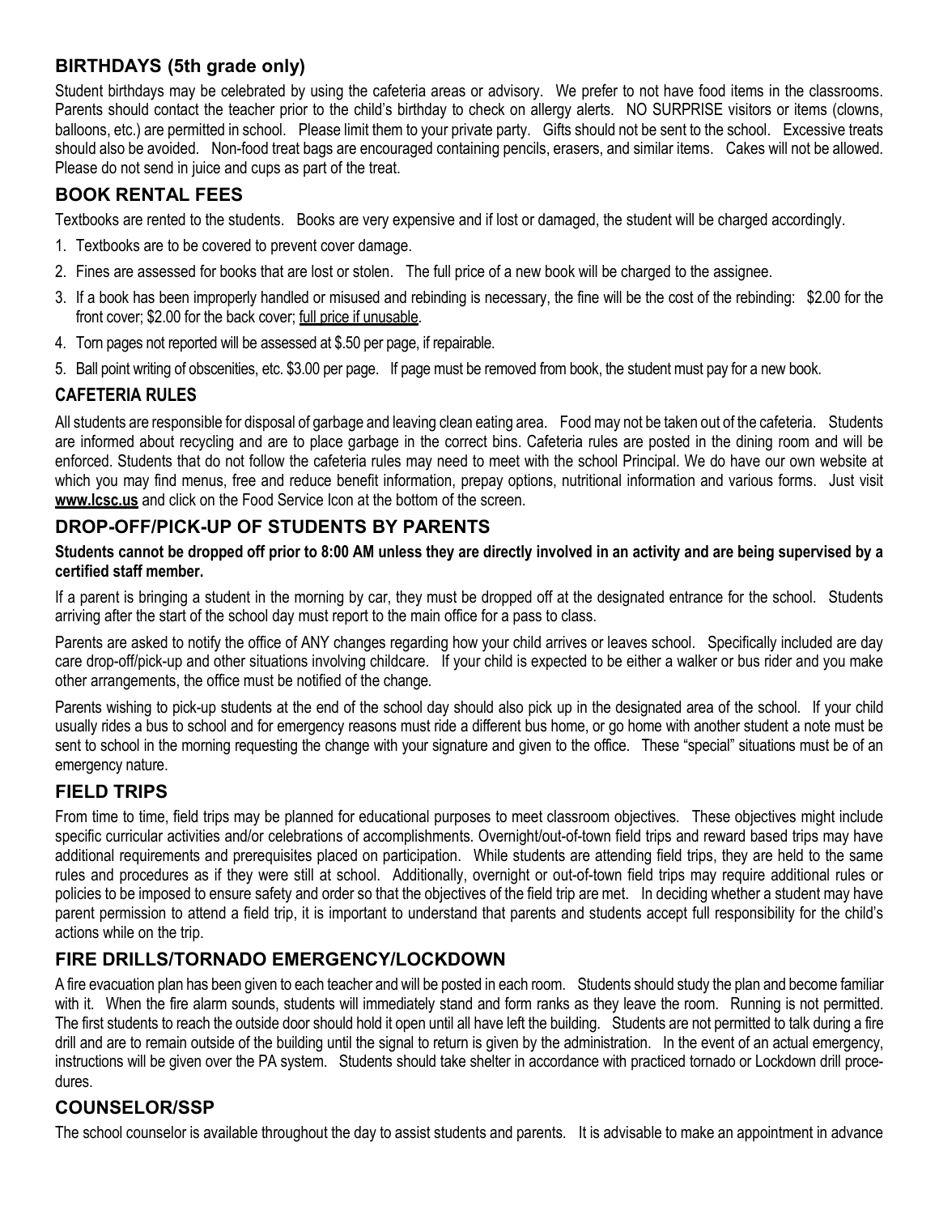## BIRTHDAYS (5th grade only)

Student birthdays may be celebrated by using the cafeteria areas or advisory. We prefer to not have food items in the classrooms. Parents should contact the teacher prior to the child's birthday to check on allergy alerts. NO SURPRISE visitors or items (clowns, balloons, etc.) are permitted in school. Please limit them to your private party. Gifts should not be sent to the school. Excessive treats should also be avoided. Non-food treat bags are encouraged containing pencils, erasers, and similar items. Cakes will not be allowed. Please do not send in juice and cups as part of the treat.

## BOOK RENTAL FEES

Textbooks are rented to the students. Books are very expensive and if lost or damaged, the student will be charged accordingly.

1. Textbooks are to be covered to prevent cover damage.
2. Fines are assessed for books that are lost or stolen. The full price of a new book will be charged to the assignee.
3. If a book has been improperly handled or misused and rebinding is necessary, the fine will be the cost of the rebinding: $2.00 for the front cover; $2.00 for the back cover; full price if unusable.
4. Torn pages not reported will be assessed at $.50 per page, if repairable.
5. Ball point writing of obscenities, etc. $3.00 per page. If page must be removed from book, the student must pay for a new book.

## CAFETERIA RULES

All students are responsible for disposal of garbage and leaving clean eating area. Food may not be taken out of the cafeteria. Students are informed about recycling and are to place garbage in the correct bins. Cafeteria rules are posted in the dining room and will be enforced. Students that do not follow the cafeteria rules may need to meet with the school Principal. We do have our own website at which you may find menus, free and reduce benefit information, prepay options, nutritional information and various forms. Just visit **www.lcsc.us** and click on the Food Service Icon at the bottom of the screen.

## DROP-OFF/PICK-UP OF STUDENTS BY PARENTS

**Students cannot be dropped off prior to 8:00 AM unless they are directly involved in an activity and are being supervised by a certified staff member.**

If a parent is bringing a student in the morning by car, they must be dropped off at the designated entrance for the school. Students arriving after the start of the school day must report to the main office for a pass to class.

Parents are asked to notify the office of ANY changes regarding how your child arrives or leaves school. Specifically included are day care drop-off/pick-up and other situations involving childcare. If your child is expected to be either a walker or bus rider and you make other arrangements, the office must be notified of the change.

Parents wishing to pick-up students at the end of the school day should also pick up in the designated area of the school. If your child usually rides a bus to school and for emergency reasons must ride a different bus home, or go home with another student a note must be sent to school in the morning requesting the change with your signature and given to the office. These "special" situations must be of an emergency nature.

## FIELD TRIPS

From time to time, field trips may be planned for educational purposes to meet classroom objectives. These objectives might include specific curricular activities and/or celebrations of accomplishments. Overnight/out-of-town field trips and reward based trips may have additional requirements and prerequisites placed on participation. While students are attending field trips, they are held to the same rules and procedures as if they were still at school. Additionally, overnight or out-of-town field trips may require additional rules or policies to be imposed to ensure safety and order so that the objectives of the field trip are met. In deciding whether a student may have parent permission to attend a field trip, it is important to understand that parents and students accept full responsibility for the child's actions while on the trip.

## FIRE DRILLS/TORNADO EMERGENCY/LOCKDOWN

A fire evacuation plan has been given to each teacher and will be posted in each room. Students should study the plan and become familiar with it. When the fire alarm sounds, students will immediately stand and form ranks as they leave the room. Running is not permitted. The first students to reach the outside door should hold it open until all have left the building. Students are not permitted to talk during a fire drill and are to remain outside of the building until the signal to return is given by the administration. In the event of an actual emergency, instructions will be given over the PA system. Students should take shelter in accordance with practiced tornado or Lockdown drill procedures.

## COUNSELOR/SSP

The school counselor is available throughout the day to assist students and parents. It is advisable to make an appointment in advance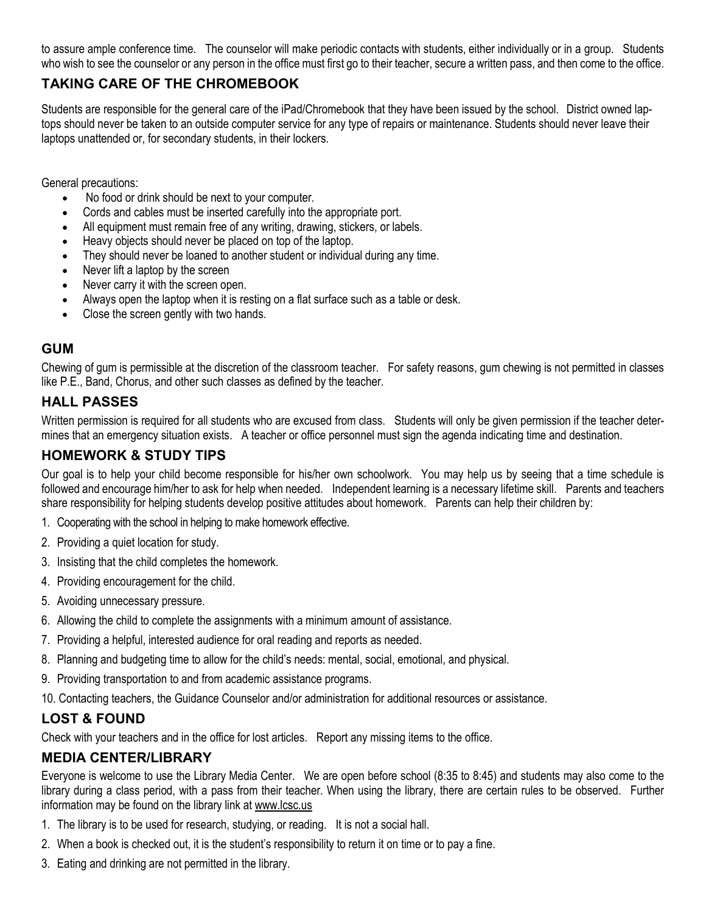to assure ample conference time. The counselor will make periodic contacts with students, either individually or in a group. Students who wish to see the counselor or any person in the office must first go to their teacher, secure a written pass, and then come to the office.

## TAKING CARE OF THE CHROMEBOOK

Students are responsible for the general care of the iPad/Chromebook that they have been issued by the school. District owned laptops should never be taken to an outside computer service for any type of repairs or maintenance. Students should never leave their laptops unattended or, for secondary students, in their lockers.

General precautions:

- No food or drink should be next to your computer.
- Cords and cables must be inserted carefully into the appropriate port.
- All equipment must remain free of any writing, drawing, stickers, or labels.
- Heavy objects should never be placed on top of the laptop.
- They should never be loaned to another student or individual during any time.
- Never lift a laptop by the screen
- Never carry it with the screen open.
- Always open the laptop when it is resting on a flat surface such as a table or desk.
- Close the screen gently with two hands.

## GUM

Chewing of gum is permissible at the discretion of the classroom teacher. For safety reasons, gum chewing is not permitted in classes like P.E., Band, Chorus, and other such classes as defined by the teacher.

## HALL PASSES

Written permission is required for all students who are excused from class. Students will only be given permission if the teacher determines that an emergency situation exists. A teacher or office personnel must sign the agenda indicating time and destination.

## HOMEWORK & STUDY TIPS

Our goal is to help your child become responsible for his/her own schoolwork. You may help us by seeing that a time schedule is followed and encourage him/her to ask for help when needed. Independent learning is a necessary lifetime skill. Parents and teachers share responsibility for helping students develop positive attitudes about homework. Parents can help their children by:

1. Cooperating with the school in helping to make homework effective.
2. Providing a quiet location for study.
3. Insisting that the child completes the homework.
4. Providing encouragement for the child.
5. Avoiding unnecessary pressure.
6. Allowing the child to complete the assignments with a minimum amount of assistance.
7. Providing a helpful, interested audience for oral reading and reports as needed.
8. Planning and budgeting time to allow for the child's needs: mental, social, emotional, and physical.
9. Providing transportation to and from academic assistance programs.
10. Contacting teachers, the Guidance Counselor and/or administration for additional resources or assistance.

## LOST & FOUND

Check with your teachers and in the office for lost articles. Report any missing items to the office.

## MEDIA CENTER/LIBRARY

Everyone is welcome to use the Library Media Center. We are open before school (8:35 to 8:45) and students may also come to the library during a class period, with a pass from their teacher. When using the library, there are certain rules to be observed. Further information may be found on the library link at www.lcsc.us

1. The library is to be used for research, studying, or reading. It is not a social hall.
2. When a book is checked out, it is the student's responsibility to return it on time or to pay a fine.
3. Eating and drinking are not permitted in the library.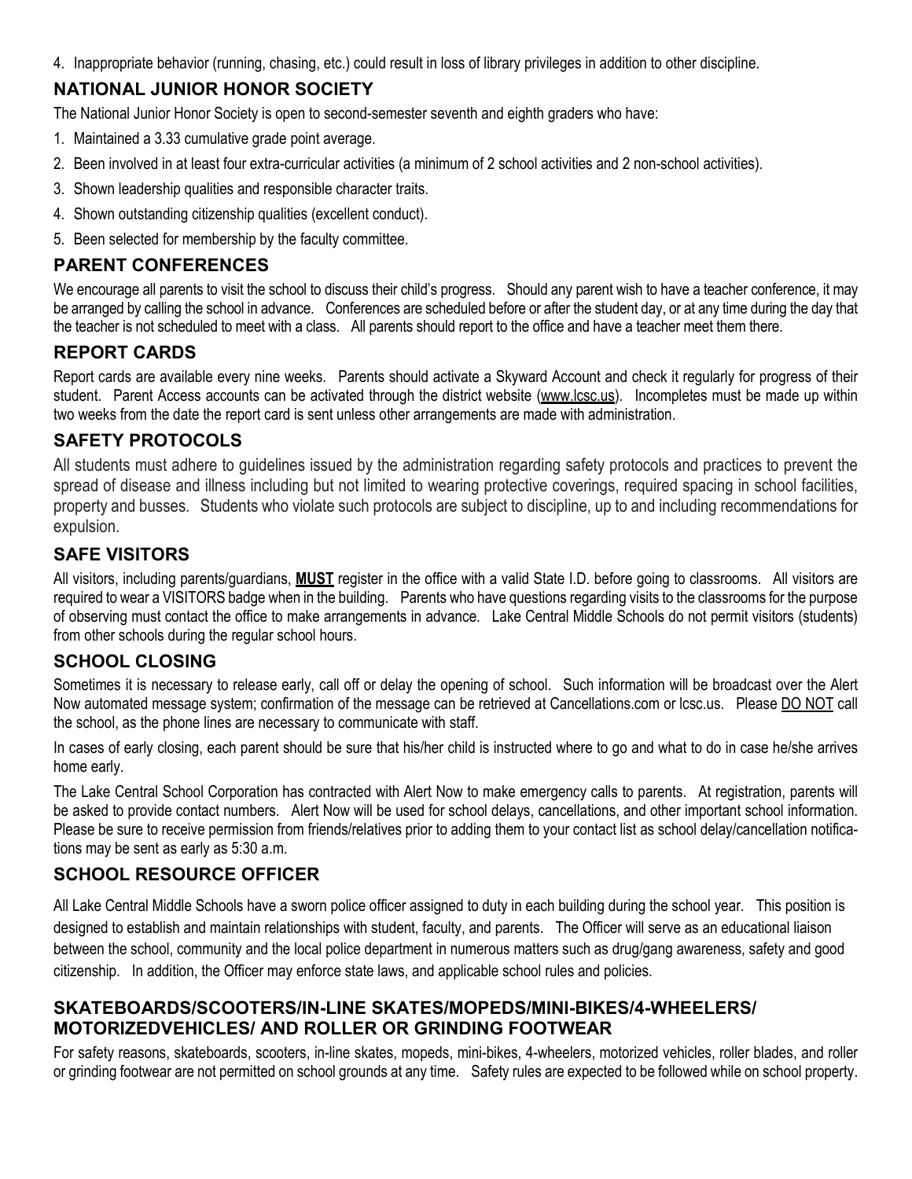4. Inappropriate behavior (running, chasing, etc.) could result in loss of library privileges in addition to other discipline.

## NATIONAL JUNIOR HONOR SOCIETY

The National Junior Honor Society is open to second-semester seventh and eighth graders who have:

1. Maintained a 3.33 cumulative grade point average.
2. Been involved in at least four extra-curricular activities (a minimum of 2 school activities and 2 non-school activities).
3. Shown leadership qualities and responsible character traits.
4. Shown outstanding citizenship qualities (excellent conduct).
5. Been selected for membership by the faculty committee.

## PARENT CONFERENCES

We encourage all parents to visit the school to discuss their child's progress. Should any parent wish to have a teacher conference, it may be arranged by calling the school in advance. Conferences are scheduled before or after the student day, or at any time during the day that the teacher is not scheduled to meet with a class. All parents should report to the office and have a teacher meet them there.

## REPORT CARDS

Report cards are available every nine weeks. Parents should activate a Skyward Account and check it regularly for progress of their student. Parent Access accounts can be activated through the district website (www.lcsc.us). Incompletes must be made up within two weeks from the date the report card is sent unless other arrangements are made with administration.

## SAFETY PROTOCOLS

All students must adhere to guidelines issued by the administration regarding safety protocols and practices to prevent the spread of disease and illness including but not limited to wearing protective coverings, required spacing in school facilities, property and busses. Students who violate such protocols are subject to discipline, up to and including recommendations for expulsion.

## SAFE VISITORS

All visitors, including parents/guardians, **MUST** register in the office with a valid State I.D. before going to classrooms. All visitors are required to wear a VISITORS badge when in the building. Parents who have questions regarding visits to the classrooms for the purpose of observing must contact the office to make arrangements in advance. Lake Central Middle Schools do not permit visitors (students) from other schools during the regular school hours.

## SCHOOL CLOSING

Sometimes it is necessary to release early, call off or delay the opening of school. Such information will be broadcast over the Alert Now automated message system; confirmation of the message can be retrieved at Cancellations.com or lcsc.us. Please DO NOT call the school, as the phone lines are necessary to communicate with staff.

In cases of early closing, each parent should be sure that his/her child is instructed where to go and what to do in case he/she arrives home early.

The Lake Central School Corporation has contracted with Alert Now to make emergency calls to parents. At registration, parents will be asked to provide contact numbers. Alert Now will be used for school delays, cancellations, and other important school information. Please be sure to receive permission from friends/relatives prior to adding them to your contact list as school delay/cancellation notifications may be sent as early as 5:30 a.m.

## SCHOOL RESOURCE OFFICER

All Lake Central Middle Schools have a sworn police officer assigned to duty in each building during the school year. This position is designed to establish and maintain relationships with student, faculty, and parents. The Officer will serve as an educational liaison between the school, community and the local police department in numerous matters such as drug/gang awareness, safety and good citizenship. In addition, the Officer may enforce state laws, and applicable school rules and policies.

## SKATEBOARDS/SCOOTERS/IN-LINE SKATES/MOPEDS/MINI-BIKES/4-WHEELERS/ MOTORIZEDVEHICLES/ AND ROLLER OR GRINDING FOOTWEAR

For safety reasons, skateboards, scooters, in-line skates, mopeds, mini-bikes, 4-wheelers, motorized vehicles, roller blades, and roller or grinding footwear are not permitted on school grounds at any time. Safety rules are expected to be followed while on school property.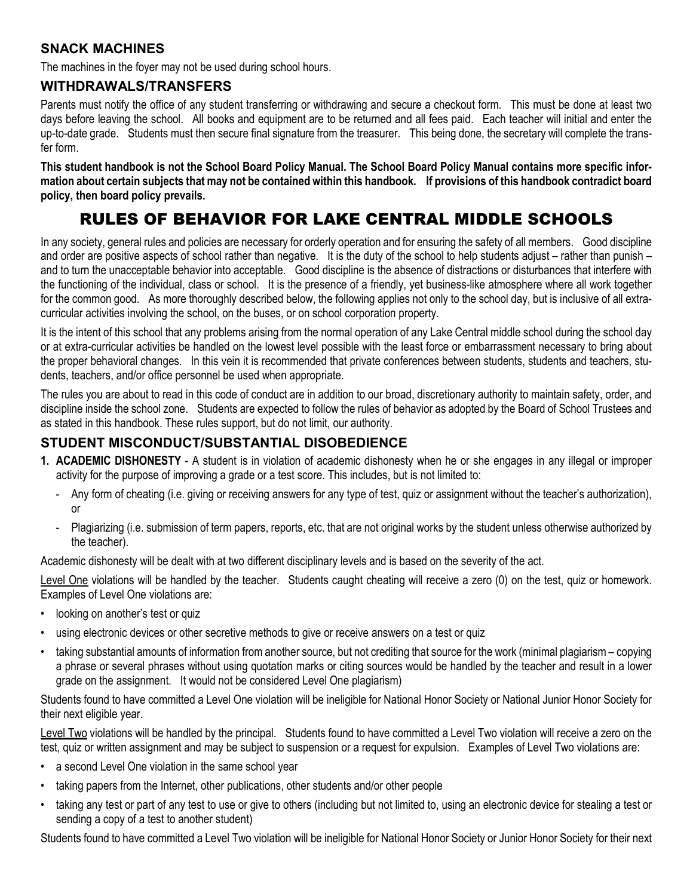### SNACK MACHINES

The machines in the foyer may not be used during school hours.

### WITHDRAWALS/TRANSFERS

Parents must notify the office of any student transferring or withdrawing and secure a checkout form. This must be done at least two days before leaving the school. All books and equipment are to be returned and all fees paid. Each teacher will initial and enter the up-to-date grade. Students must then secure final signature from the treasurer. This being done, the secretary will complete the transfer form.

**This student handbook is not the School Board Policy Manual. The School Board Policy Manual contains more specific information about certain subjects that may not be contained within this handbook. If provisions of this handbook contradict board policy, then board policy prevails.**

## RULES OF BEHAVIOR FOR LAKE CENTRAL MIDDLE SCHOOLS

In any society, general rules and policies are necessary for orderly operation and for ensuring the safety of all members. Good discipline and order are positive aspects of school rather than negative. It is the duty of the school to help students adjust – rather than punish – and to turn the unacceptable behavior into acceptable. Good discipline is the absence of distractions or disturbances that interfere with the functioning of the individual, class or school. It is the presence of a friendly, yet business-like atmosphere where all work together for the common good. As more thoroughly described below, the following applies not only to the school day, but is inclusive of all extra-curricular activities involving the school, on the buses, or on school corporation property.

It is the intent of this school that any problems arising from the normal operation of any Lake Central middle school during the school day or at extra-curricular activities be handled on the lowest level possible with the least force or embarrassment necessary to bring about the proper behavioral changes. In this vein it is recommended that private conferences between students, students and teachers, students, teachers, and/or office personnel be used when appropriate.

The rules you are about to read in this code of conduct are in addition to our broad, discretionary authority to maintain safety, order, and discipline inside the school zone. Students are expected to follow the rules of behavior as adopted by the Board of School Trustees and as stated in this handbook. These rules support, but do not limit, our authority.

### STUDENT MISCONDUCT/SUBSTANTIAL DISOBEDIENCE

1. **ACADEMIC DISHONESTY** - A student is in violation of academic dishonesty when he or she engages in any illegal or improper activity for the purpose of improving a grade or a test score. This includes, but is not limited to:
   - Any form of cheating (i.e. giving or receiving answers for any type of test, quiz or assignment without the teacher's authorization), or
   - Plagiarizing (i.e. submission of term papers, reports, etc. that are not original works by the student unless otherwise authorized by the teacher).

Academic dishonesty will be dealt with at two different disciplinary levels and is based on the severity of the act.

Level One violations will be handled by the teacher. Students caught cheating will receive a zero (0) on the test, quiz or homework. Examples of Level One violations are:

- looking on another's test or quiz
- using electronic devices or other secretive methods to give or receive answers on a test or quiz
- taking substantial amounts of information from another source, but not crediting that source for the work (minimal plagiarism – copying a phrase or several phrases without using quotation marks or citing sources would be handled by the teacher and result in a lower grade on the assignment. It would not be considered Level One plagiarism)

Students found to have committed a Level One violation will be ineligible for National Honor Society or National Junior Honor Society for their next eligible year.

Level Two violations will be handled by the principal. Students found to have committed a Level Two violation will receive a zero on the test, quiz or written assignment and may be subject to suspension or a request for expulsion. Examples of Level Two violations are:

- a second Level One violation in the same school year
- taking papers from the Internet, other publications, other students and/or other people
- taking any test or part of any test to use or give to others (including but not limited to, using an electronic device for stealing a test or sending a copy of a test to another student)

Students found to have committed a Level Two violation will be ineligible for National Honor Society or Junior Honor Society for their next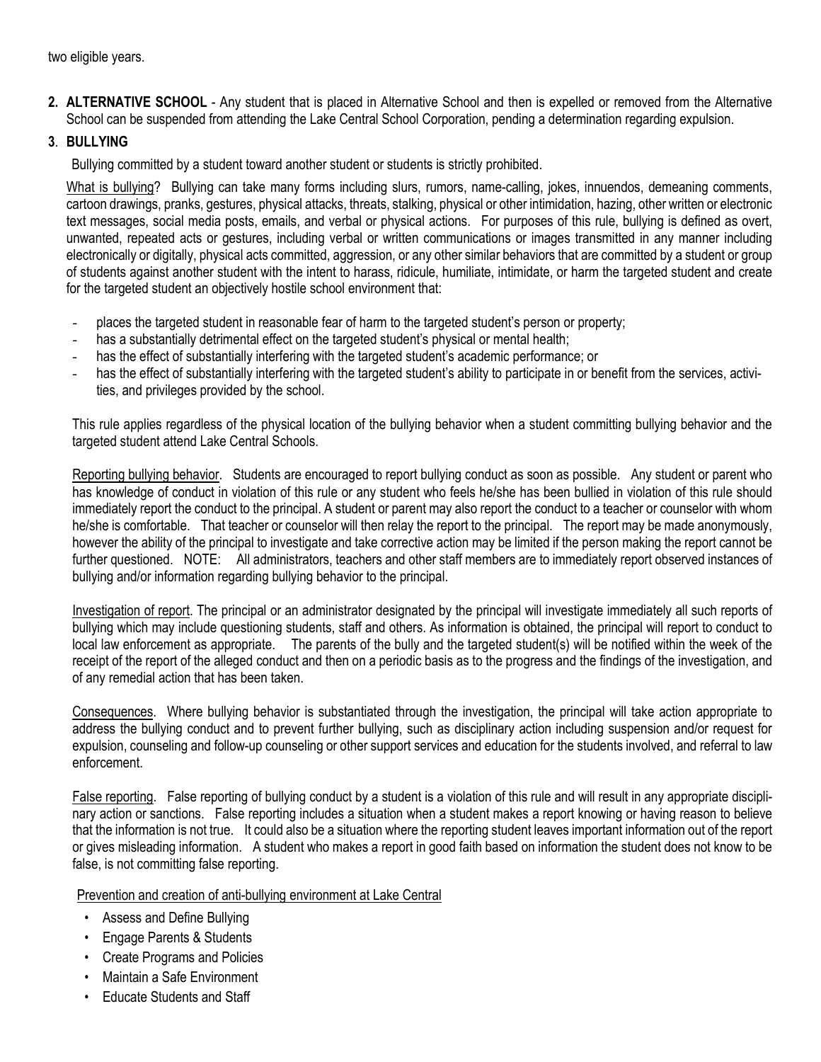two eligible years.

**2. ALTERNATIVE SCHOOL** - Any student that is placed in Alternative School and then is expelled or removed from the Alternative School can be suspended from attending the Lake Central School Corporation, pending a determination regarding expulsion.

**3. BULLYING**

Bullying committed by a student toward another student or students is strictly prohibited.

What is bullying? Bullying can take many forms including slurs, rumors, name-calling, jokes, innuendos, demeaning comments, cartoon drawings, pranks, gestures, physical attacks, threats, stalking, physical or other intimidation, hazing, other written or electronic text messages, social media posts, emails, and verbal or physical actions. For purposes of this rule, bullying is defined as overt, unwanted, repeated acts or gestures, including verbal or written communications or images transmitted in any manner including electronically or digitally, physical acts committed, aggression, or any other similar behaviors that are committed by a student or group of students against another student with the intent to harass, ridicule, humiliate, intimidate, or harm the targeted student and create for the targeted student an objectively hostile school environment that:

- places the targeted student in reasonable fear of harm to the targeted student's person or property;
- has a substantially detrimental effect on the targeted student's physical or mental health;
- has the effect of substantially interfering with the targeted student's academic performance; or
- has the effect of substantially interfering with the targeted student's ability to participate in or benefit from the services, activities, and privileges provided by the school.

This rule applies regardless of the physical location of the bullying behavior when a student committing bullying behavior and the targeted student attend Lake Central Schools.

Reporting bullying behavior. Students are encouraged to report bullying conduct as soon as possible. Any student or parent who has knowledge of conduct in violation of this rule or any student who feels he/she has been bullied in violation of this rule should immediately report the conduct to the principal. A student or parent may also report the conduct to a teacher or counselor with whom he/she is comfortable. That teacher or counselor will then relay the report to the principal. The report may be made anonymously, however the ability of the principal to investigate and take corrective action may be limited if the person making the report cannot be further questioned. NOTE: All administrators, teachers and other staff members are to immediately report observed instances of bullying and/or information regarding bullying behavior to the principal.

Investigation of report. The principal or an administrator designated by the principal will investigate immediately all such reports of bullying which may include questioning students, staff and others. As information is obtained, the principal will report to conduct to local law enforcement as appropriate. The parents of the bully and the targeted student(s) will be notified within the week of the receipt of the report of the alleged conduct and then on a periodic basis as to the progress and the findings of the investigation, and of any remedial action that has been taken.

Consequences. Where bullying behavior is substantiated through the investigation, the principal will take action appropriate to address the bullying conduct and to prevent further bullying, such as disciplinary action including suspension and/or request for expulsion, counseling and follow-up counseling or other support services and education for the students involved, and referral to law enforcement.

False reporting. False reporting of bullying conduct by a student is a violation of this rule and will result in any appropriate disciplinary action or sanctions. False reporting includes a situation when a student makes a report knowing or having reason to believe that the information is not true. It could also be a situation where the reporting student leaves important information out of the report or gives misleading information. A student who makes a report in good faith based on information the student does not know to be false, is not committing false reporting.

Prevention and creation of anti-bullying environment at Lake Central

- Assess and Define Bullying
- Engage Parents & Students
- Create Programs and Policies
- Maintain a Safe Environment
- Educate Students and Staff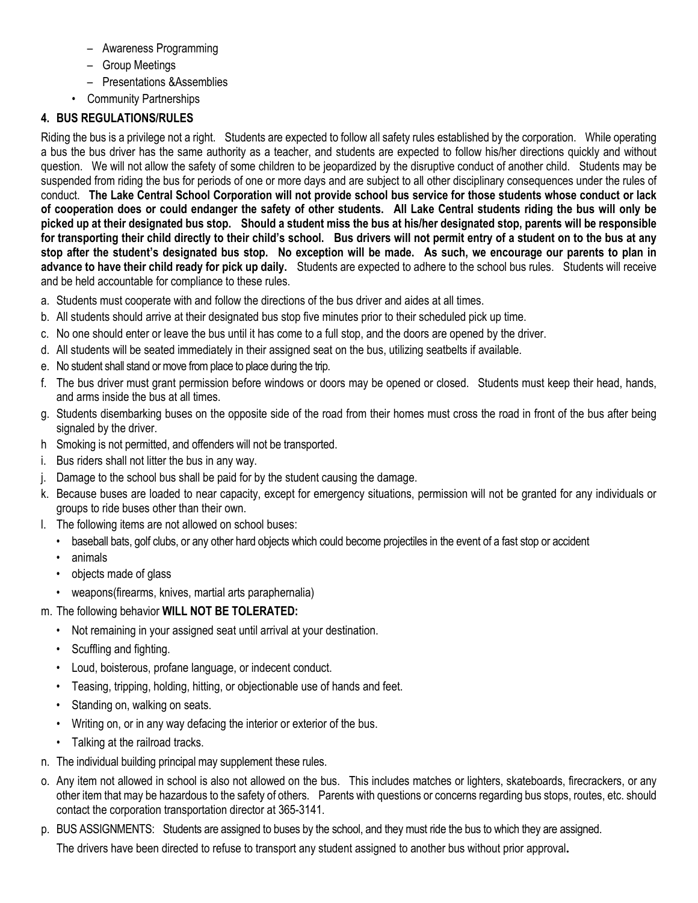- Awareness Programming
  - Group Meetings
  - Presentations &Assemblies
- Community Partnerships

### 4. BUS REGULATIONS/RULES

Riding the bus is a privilege not a right. Students are expected to follow all safety rules established by the corporation. While operating a bus the bus driver has the same authority as a teacher, and students are expected to follow his/her directions quickly and without question. We will not allow the safety of some children to be jeopardized by the disruptive conduct of another child. Students may be suspended from riding the bus for periods of one or more days and are subject to all other disciplinary consequences under the rules of conduct. **The Lake Central School Corporation will not provide school bus service for those students whose conduct or lack of cooperation does or could endanger the safety of other students. All Lake Central students riding the bus will only be picked up at their designated bus stop. Should a student miss the bus at his/her designated stop, parents will be responsible for transporting their child directly to their child's school. Bus drivers will not permit entry of a student on to the bus at any stop after the student's designated bus stop. No exception will be made. As such, we encourage our parents to plan in advance to have their child ready for pick up daily.** Students are expected to adhere to the school bus rules. Students will receive and be held accountable for compliance to these rules.

a. Students must cooperate with and follow the directions of the bus driver and aides at all times.
b. All students should arrive at their designated bus stop five minutes prior to their scheduled pick up time.
c. No one should enter or leave the bus until it has come to a full stop, and the doors are opened by the driver.
d. All students will be seated immediately in their assigned seat on the bus, utilizing seatbelts if available.
e. No student shall stand or move from place to place during the trip.
f. The bus driver must grant permission before windows or doors may be opened or closed. Students must keep their head, hands, and arms inside the bus at all times.
g. Students disembarking buses on the opposite side of the road from their homes must cross the road in front of the bus after being signaled by the driver.
h Smoking is not permitted, and offenders will not be transported.
i. Bus riders shall not litter the bus in any way.
j. Damage to the school bus shall be paid for by the student causing the damage.
k. Because buses are loaded to near capacity, except for emergency situations, permission will not be granted for any individuals or groups to ride buses other than their own.
l. The following items are not allowed on school buses:
   - baseball bats, golf clubs, or any other hard objects which could become projectiles in the event of a fast stop or accident
   - animals
   - objects made of glass
   - weapons(firearms, knives, martial arts paraphernalia)
m. The following behavior **WILL NOT BE TOLERATED:**
   - Not remaining in your assigned seat until arrival at your destination.
   - Scuffling and fighting.
   - Loud, boisterous, profane language, or indecent conduct.
   - Teasing, tripping, holding, hitting, or objectionable use of hands and feet.
   - Standing on, walking on seats.
   - Writing on, or in any way defacing the interior or exterior of the bus.
   - Talking at the railroad tracks.
n. The individual building principal may supplement these rules.
o. Any item not allowed in school is also not allowed on the bus. This includes matches or lighters, skateboards, firecrackers, or any other item that may be hazardous to the safety of others. Parents with questions or concerns regarding bus stops, routes, etc. should contact the corporation transportation director at 365-3141.
p. BUS ASSIGNMENTS: Students are assigned to buses by the school, and they must ride the bus to which they are assigned.

   The drivers have been directed to refuse to transport any student assigned to another bus without prior approval**.**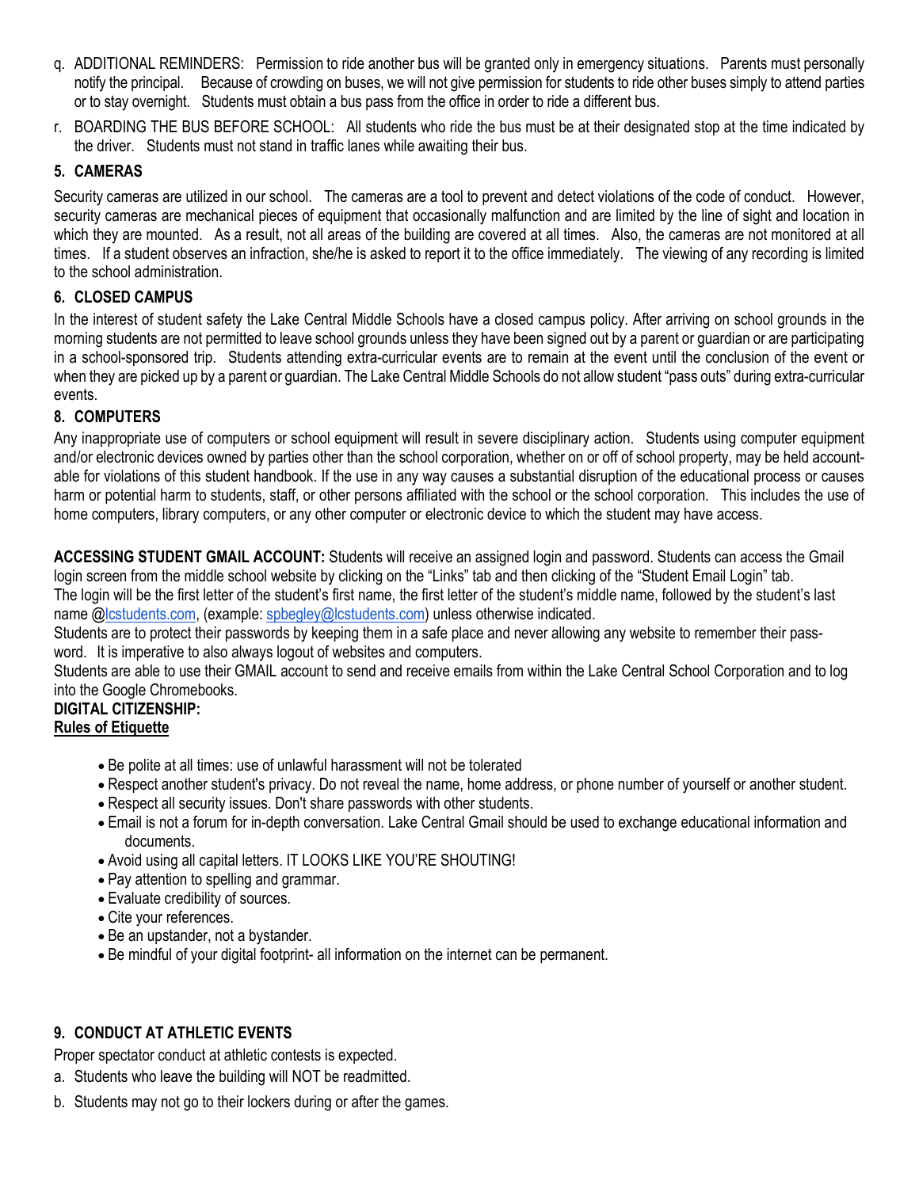q. ADDITIONAL REMINDERS: Permission to ride another bus will be granted only in emergency situations. Parents must personally notify the principal. Because of crowding on buses, we will not give permission for students to ride other buses simply to attend parties or to stay overnight. Students must obtain a bus pass from the office in order to ride a different bus.

r. BOARDING THE BUS BEFORE SCHOOL: All students who ride the bus must be at their designated stop at the time indicated by the driver. Students must not stand in traffic lanes while awaiting their bus.

### 5. CAMERAS

Security cameras are utilized in our school. The cameras are a tool to prevent and detect violations of the code of conduct. However, security cameras are mechanical pieces of equipment that occasionally malfunction and are limited by the line of sight and location in which they are mounted. As a result, not all areas of the building are covered at all times. Also, the cameras are not monitored at all times. If a student observes an infraction, she/he is asked to report it to the office immediately. The viewing of any recording is limited to the school administration.

### 6. CLOSED CAMPUS

In the interest of student safety the Lake Central Middle Schools have a closed campus policy. After arriving on school grounds in the morning students are not permitted to leave school grounds unless they have been signed out by a parent or guardian or are participating in a school-sponsored trip. Students attending extra-curricular events are to remain at the event until the conclusion of the event or when they are picked up by a parent or guardian. The Lake Central Middle Schools do not allow student "pass outs" during extra-curricular events.

### 8. COMPUTERS

Any inappropriate use of computers or school equipment will result in severe disciplinary action. Students using computer equipment and/or electronic devices owned by parties other than the school corporation, whether on or off of school property, may be held accountable for violations of this student handbook. If the use in any way causes a substantial disruption of the educational process or causes harm or potential harm to students, staff, or other persons affiliated with the school or the school corporation. This includes the use of home computers, library computers, or any other computer or electronic device to which the student may have access.

**ACCESSING STUDENT GMAIL ACCOUNT:** Students will receive an assigned login and password. Students can access the Gmail login screen from the middle school website by clicking on the "Links" tab and then clicking of the "Student Email Login" tab. The login will be the first letter of the student's first name, the first letter of the student's middle name, followed by the student's last name @lcstudents.com, (example: spbegley@lcstudents.com) unless otherwise indicated.

Students are to protect their passwords by keeping them in a safe place and never allowing any website to remember their password. It is imperative to also always logout of websites and computers.

Students are able to use their GMAIL account to send and receive emails from within the Lake Central School Corporation and to log into the Google Chromebooks.

**DIGITAL CITIZENSHIP:**

**Rules of Etiquette**

- Be polite at all times: use of unlawful harassment will not be tolerated
- Respect another student's privacy. Do not reveal the name, home address, or phone number of yourself or another student.
- Respect all security issues. Don't share passwords with other students.
- Email is not a forum for in-depth conversation. Lake Central Gmail should be used to exchange educational information and documents.
- Avoid using all capital letters. IT LOOKS LIKE YOU'RE SHOUTING!
- Pay attention to spelling and grammar.
- Evaluate credibility of sources.
- Cite your references.
- Be an upstander, not a bystander.
- Be mindful of your digital footprint- all information on the internet can be permanent.

### 9. CONDUCT AT ATHLETIC EVENTS

Proper spectator conduct at athletic contests is expected.

a. Students who leave the building will NOT be readmitted.

b. Students may not go to their lockers during or after the games.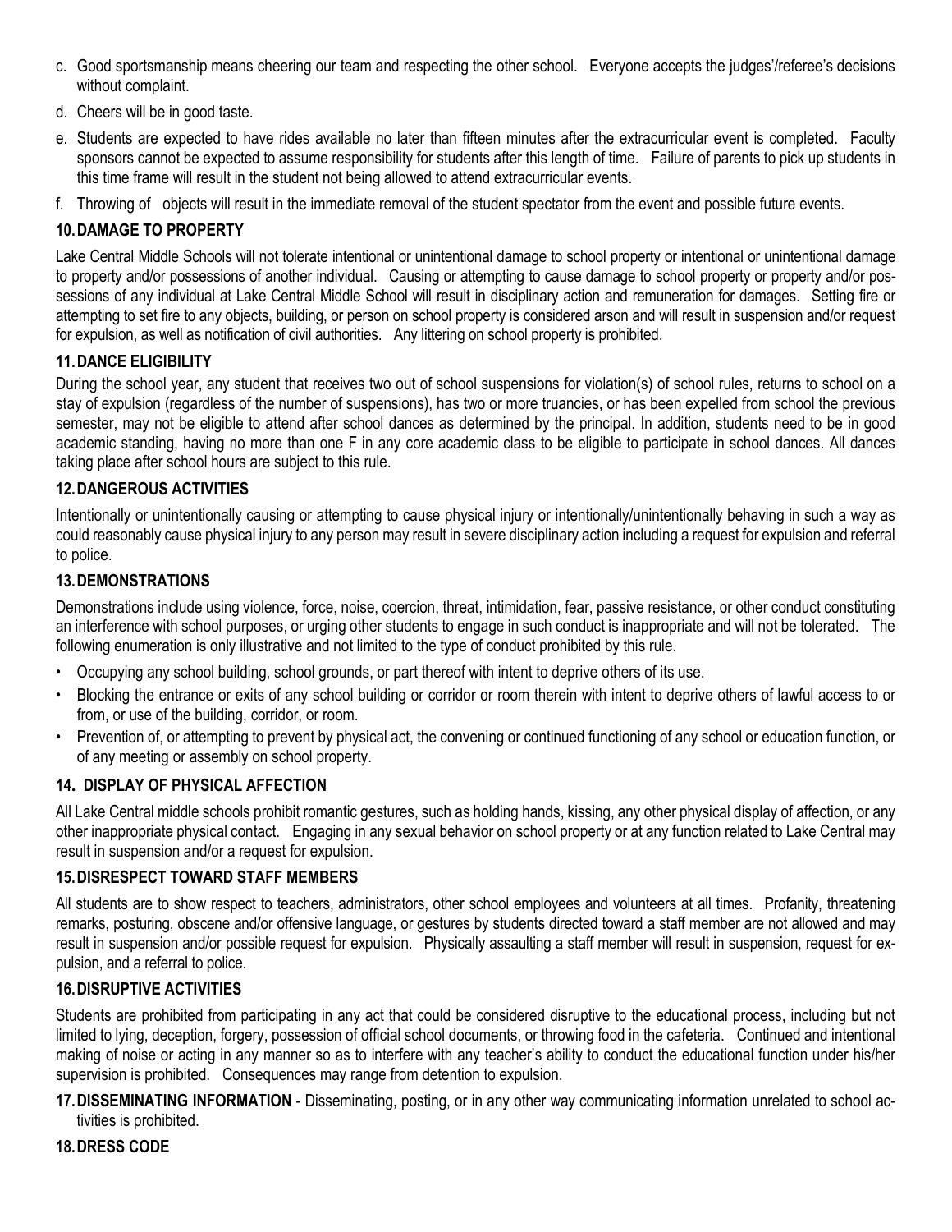c. Good sportsmanship means cheering our team and respecting the other school. Everyone accepts the judges'/referee's decisions without complaint.

d. Cheers will be in good taste.

e. Students are expected to have rides available no later than fifteen minutes after the extracurricular event is completed. Faculty sponsors cannot be expected to assume responsibility for students after this length of time. Failure of parents to pick up students in this time frame will result in the student not being allowed to attend extracurricular events.

f. Throwing of objects will result in the immediate removal of the student spectator from the event and possible future events.

### 10. DAMAGE TO PROPERTY

Lake Central Middle Schools will not tolerate intentional or unintentional damage to school property or intentional or unintentional damage to property and/or possessions of another individual. Causing or attempting to cause damage to school property or property and/or possessions of any individual at Lake Central Middle School will result in disciplinary action and remuneration for damages. Setting fire or attempting to set fire to any objects, building, or person on school property is considered arson and will result in suspension and/or request for expulsion, as well as notification of civil authorities. Any littering on school property is prohibited.

### 11. DANCE ELIGIBILITY

During the school year, any student that receives two out of school suspensions for violation(s) of school rules, returns to school on a stay of expulsion (regardless of the number of suspensions), has two or more truancies, or has been expelled from school the previous semester, may not be eligible to attend after school dances as determined by the principal. In addition, students need to be in good academic standing, having no more than one F in any core academic class to be eligible to participate in school dances. All dances taking place after school hours are subject to this rule.

### 12. DANGEROUS ACTIVITIES

Intentionally or unintentionally causing or attempting to cause physical injury or intentionally/unintentionally behaving in such a way as could reasonably cause physical injury to any person may result in severe disciplinary action including a request for expulsion and referral to police.

### 13. DEMONSTRATIONS

Demonstrations include using violence, force, noise, coercion, threat, intimidation, fear, passive resistance, or other conduct constituting an interference with school purposes, or urging other students to engage in such conduct is inappropriate and will not be tolerated. The following enumeration is only illustrative and not limited to the type of conduct prohibited by this rule.

- Occupying any school building, school grounds, or part thereof with intent to deprive others of its use.
- Blocking the entrance or exits of any school building or corridor or room therein with intent to deprive others of lawful access to or from, or use of the building, corridor, or room.
- Prevention of, or attempting to prevent by physical act, the convening or continued functioning of any school or education function, or of any meeting or assembly on school property.

### 14. DISPLAY OF PHYSICAL AFFECTION

All Lake Central middle schools prohibit romantic gestures, such as holding hands, kissing, any other physical display of affection, or any other inappropriate physical contact. Engaging in any sexual behavior on school property or at any function related to Lake Central may result in suspension and/or a request for expulsion.

### 15. DISRESPECT TOWARD STAFF MEMBERS

All students are to show respect to teachers, administrators, other school employees and volunteers at all times. Profanity, threatening remarks, posturing, obscene and/or offensive language, or gestures by students directed toward a staff member are not allowed and may result in suspension and/or possible request for expulsion. Physically assaulting a staff member will result in suspension, request for expulsion, and a referral to police.

### 16. DISRUPTIVE ACTIVITIES

Students are prohibited from participating in any act that could be considered disruptive to the educational process, including but not limited to lying, deception, forgery, possession of official school documents, or throwing food in the cafeteria. Continued and intentional making of noise or acting in any manner so as to interfere with any teacher's ability to conduct the educational function under his/her supervision is prohibited. Consequences may range from detention to expulsion.

**17. DISSEMINATING INFORMATION** - Disseminating, posting, or in any other way communicating information unrelated to school activities is prohibited.

### 18. DRESS CODE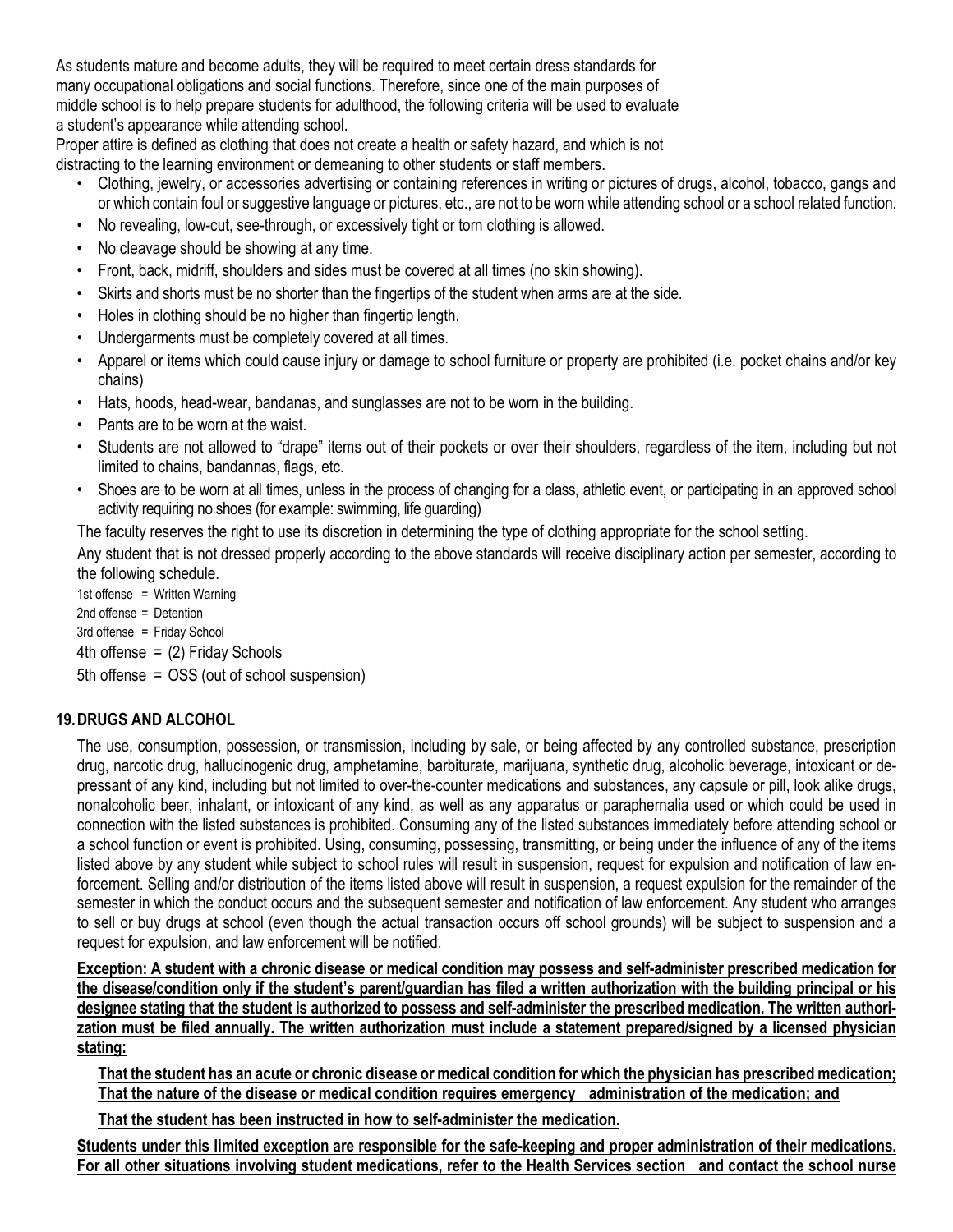As students mature and become adults, they will be required to meet certain dress standards for many occupational obligations and social functions. Therefore, since one of the main purposes of middle school is to help prepare students for adulthood, the following criteria will be used to evaluate a student's appearance while attending school.

Proper attire is defined as clothing that does not create a health or safety hazard, and which is not distracting to the learning environment or demeaning to other students or staff members.

- Clothing, jewelry, or accessories advertising or containing references in writing or pictures of drugs, alcohol, tobacco, gangs and or which contain foul or suggestive language or pictures, etc., are not to be worn while attending school or a school related function.
- No revealing, low-cut, see-through, or excessively tight or torn clothing is allowed.
- No cleavage should be showing at any time.
- Front, back, midriff, shoulders and sides must be covered at all times (no skin showing).
- Skirts and shorts must be no shorter than the fingertips of the student when arms are at the side.
- Holes in clothing should be no higher than fingertip length.
- Undergarments must be completely covered at all times.
- Apparel or items which could cause injury or damage to school furniture or property are prohibited (i.e. pocket chains and/or key chains)
- Hats, hoods, head-wear, bandanas, and sunglasses are not to be worn in the building.
- Pants are to be worn at the waist.
- Students are not allowed to "drape" items out of their pockets or over their shoulders, regardless of the item, including but not limited to chains, bandannas, flags, etc.
- Shoes are to be worn at all times, unless in the process of changing for a class, athletic event, or participating in an approved school activity requiring no shoes (for example: swimming, life guarding)

The faculty reserves the right to use its discretion in determining the type of clothing appropriate for the school setting.

Any student that is not dressed properly according to the above standards will receive disciplinary action per semester, according to the following schedule.

1st offense = Written Warning
2nd offense = Detention
3rd offense = Friday School
4th offense = (2) Friday Schools
5th offense = OSS (out of school suspension)

## 19. DRUGS AND ALCOHOL

The use, consumption, possession, or transmission, including by sale, or being affected by any controlled substance, prescription drug, narcotic drug, hallucinogenic drug, amphetamine, barbiturate, marijuana, synthetic drug, alcoholic beverage, intoxicant or depressant of any kind, including but not limited to over-the-counter medications and substances, any capsule or pill, look alike drugs, nonalcoholic beer, inhalant, or intoxicant of any kind, as well as any apparatus or paraphernalia used or which could be used in connection with the listed substances is prohibited. Consuming any of the listed substances immediately before attending school or a school function or event is prohibited. Using, consuming, possessing, transmitting, or being under the influence of any of the items listed above by any student while subject to school rules will result in suspension, request for expulsion and notification of law enforcement. Selling and/or distribution of the items listed above will result in suspension, a request expulsion for the remainder of the semester in which the conduct occurs and the subsequent semester and notification of law enforcement. Any student who arranges to sell or buy drugs at school (even though the actual transaction occurs off school grounds) will be subject to suspension and a request for expulsion, and law enforcement will be notified.

**Exception: A student with a chronic disease or medical condition may possess and self-administer prescribed medication for the disease/condition only if the student's parent/guardian has filed a written authorization with the building principal or his designee stating that the student is authorized to possess and self-administer the prescribed medication. The written authorization must be filed annually. The written authorization must include a statement prepared/signed by a licensed physician stating:**

**That the student has an acute or chronic disease or medical condition for which the physician has prescribed medication; That the nature of the disease or medical condition requires emergency administration of the medication; and**

**That the student has been instructed in how to self-administer the medication.**

**Students under this limited exception are responsible for the safe-keeping and proper administration of their medications. For all other situations involving student medications, refer to the Health Services section and contact the school nurse**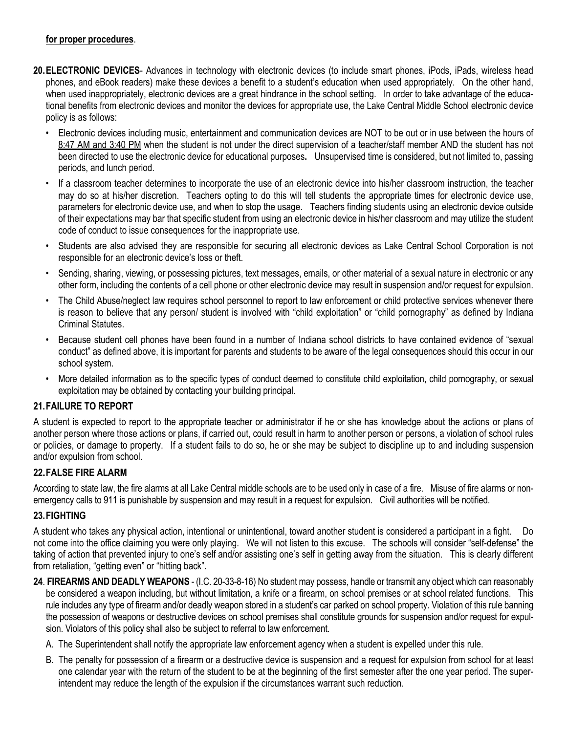**for proper procedures**.

20. **ELECTRONIC DEVICES**- Advances in technology with electronic devices (to include smart phones, iPods, iPads, wireless head phones, and eBook readers) make these devices a benefit to a student's education when used appropriately. On the other hand, when used inappropriately, electronic devices are a great hindrance in the school setting. In order to take advantage of the educational benefits from electronic devices and monitor the devices for appropriate use, the Lake Central Middle School electronic device policy is as follows:

    - Electronic devices including music, entertainment and communication devices are NOT to be out or in use between the hours of 8:47 AM and 3:40 PM when the student is not under the direct supervision of a teacher/staff member AND the student has not been directed to use the electronic device for educational purposes**.** Unsupervised time is considered, but not limited to, passing periods, and lunch period.
    - If a classroom teacher determines to incorporate the use of an electronic device into his/her classroom instruction, the teacher may do so at his/her discretion. Teachers opting to do this will tell students the appropriate times for electronic device use, parameters for electronic device use, and when to stop the usage. Teachers finding students using an electronic device outside of their expectations may bar that specific student from using an electronic device in his/her classroom and may utilize the student code of conduct to issue consequences for the inappropriate use.
    - Students are also advised they are responsible for securing all electronic devices as Lake Central School Corporation is not responsible for an electronic device's loss or theft.
    - Sending, sharing, viewing, or possessing pictures, text messages, emails, or other material of a sexual nature in electronic or any other form, including the contents of a cell phone or other electronic device may result in suspension and/or request for expulsion.
    - The Child Abuse/neglect law requires school personnel to report to law enforcement or child protective services whenever there is reason to believe that any person/ student is involved with "child exploitation" or "child pornography" as defined by Indiana Criminal Statutes.
    - Because student cell phones have been found in a number of Indiana school districts to have contained evidence of "sexual conduct" as defined above, it is important for parents and students to be aware of the legal consequences should this occur in our school system.
    - More detailed information as to the specific types of conduct deemed to constitute child exploitation, child pornography, or sexual exploitation may be obtained by contacting your building principal.

### 21. FAILURE TO REPORT

A student is expected to report to the appropriate teacher or administrator if he or she has knowledge about the actions or plans of another person where those actions or plans, if carried out, could result in harm to another person or persons, a violation of school rules or policies, or damage to property. If a student fails to do so, he or she may be subject to discipline up to and including suspension and/or expulsion from school.

### 22. FALSE FIRE ALARM

According to state law, the fire alarms at all Lake Central middle schools are to be used only in case of a fire. Misuse of fire alarms or non-emergency calls to 911 is punishable by suspension and may result in a request for expulsion. Civil authorities will be notified.

### 23. FIGHTING

A student who takes any physical action, intentional or unintentional, toward another student is considered a participant in a fight. Do not come into the office claiming you were only playing. We will not listen to this excuse. The schools will consider "self-defense" the taking of action that prevented injury to one's self and/or assisting one's self in getting away from the situation. This is clearly different from retaliation, "getting even" or "hitting back".

24. **FIREARMS AND DEADLY WEAPONS** - (I.C. 20-33-8-16) No student may possess, handle or transmit any object which can reasonably be considered a weapon including, but without limitation, a knife or a firearm, on school premises or at school related functions. This rule includes any type of firearm and/or deadly weapon stored in a student's car parked on school property. Violation of this rule banning the possession of weapons or destructive devices on school premises shall constitute grounds for suspension and/or request for expulsion. Violators of this policy shall also be subject to referral to law enforcement.

    A. The Superintendent shall notify the appropriate law enforcement agency when a student is expelled under this rule.

    B. The penalty for possession of a firearm or a destructive device is suspension and a request for expulsion from school for at least one calendar year with the return of the student to be at the beginning of the first semester after the one year period. The superintendent may reduce the length of the expulsion if the circumstances warrant such reduction.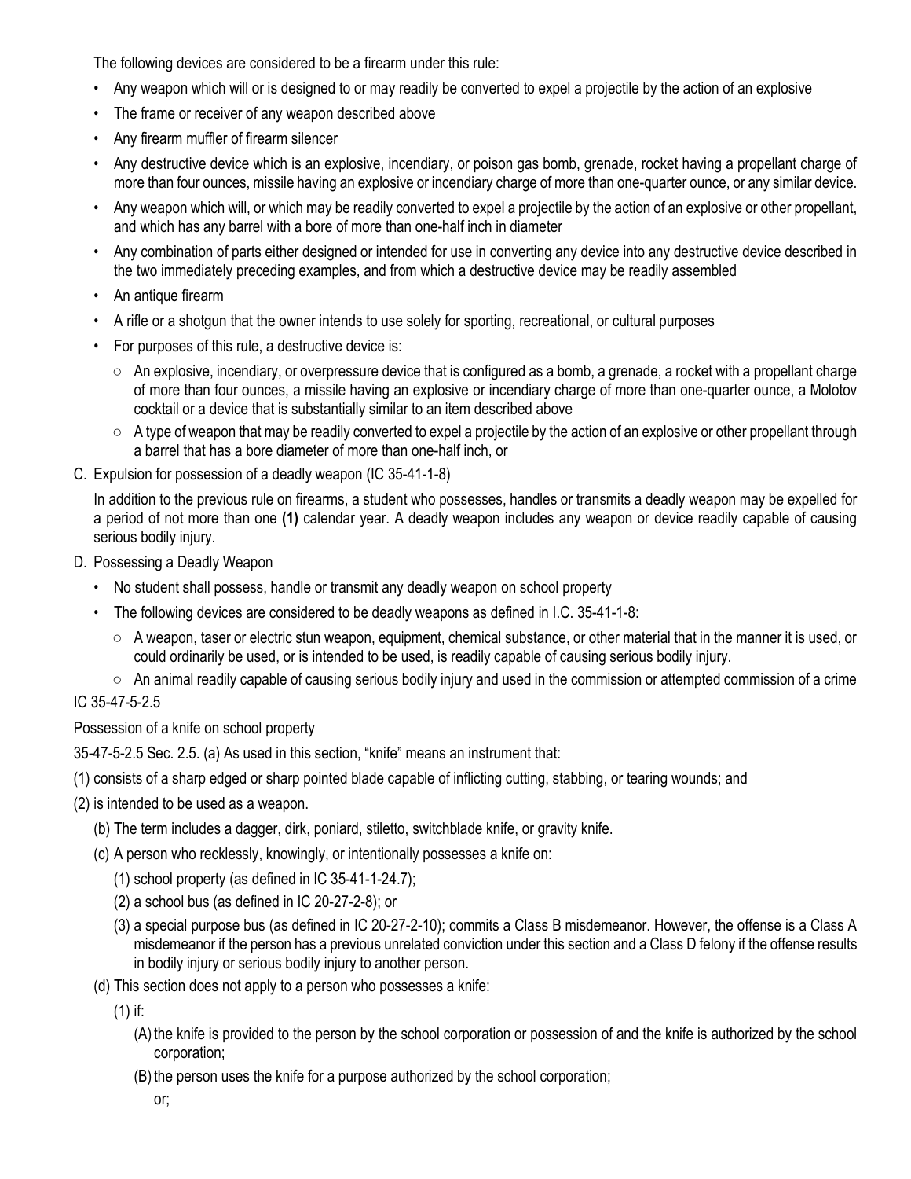The following devices are considered to be a firearm under this rule:

- Any weapon which will or is designed to or may readily be converted to expel a projectile by the action of an explosive
- The frame or receiver of any weapon described above
- Any firearm muffler of firearm silencer
- Any destructive device which is an explosive, incendiary, or poison gas bomb, grenade, rocket having a propellant charge of more than four ounces, missile having an explosive or incendiary charge of more than one-quarter ounce, or any similar device.
- Any weapon which will, or which may be readily converted to expel a projectile by the action of an explosive or other propellant, and which has any barrel with a bore of more than one-half inch in diameter
- Any combination of parts either designed or intended for use in converting any device into any destructive device described in the two immediately preceding examples, and from which a destructive device may be readily assembled
- An antique firearm
- A rifle or a shotgun that the owner intends to use solely for sporting, recreational, or cultural purposes
- For purposes of this rule, a destructive device is:
  - An explosive, incendiary, or overpressure device that is configured as a bomb, a grenade, a rocket with a propellant charge of more than four ounces, a missile having an explosive or incendiary charge of more than one-quarter ounce, a Molotov cocktail or a device that is substantially similar to an item described above
  - A type of weapon that may be readily converted to expel a projectile by the action of an explosive or other propellant through a barrel that has a bore diameter of more than one-half inch, or

C. Expulsion for possession of a deadly weapon (IC 35-41-1-8)

In addition to the previous rule on firearms, a student who possesses, handles or transmits a deadly weapon may be expelled for a period of not more than one **(1)** calendar year. A deadly weapon includes any weapon or device readily capable of causing serious bodily injury.

D. Possessing a Deadly Weapon

- No student shall possess, handle or transmit any deadly weapon on school property
- The following devices are considered to be deadly weapons as defined in I.C. 35-41-1-8:
  - A weapon, taser or electric stun weapon, equipment, chemical substance, or other material that in the manner it is used, or could ordinarily be used, or is intended to be used, is readily capable of causing serious bodily injury.
  - An animal readily capable of causing serious bodily injury and used in the commission or attempted commission of a crime

IC 35-47-5-2.5

Possession of a knife on school property

35-47-5-2.5 Sec. 2.5. (a) As used in this section, "knife" means an instrument that:

(1) consists of a sharp edged or sharp pointed blade capable of inflicting cutting, stabbing, or tearing wounds; and

(2) is intended to be used as a weapon.

(b) The term includes a dagger, dirk, poniard, stiletto, switchblade knife, or gravity knife.

(c) A person who recklessly, knowingly, or intentionally possesses a knife on:

(1) school property (as defined in IC 35-41-1-24.7);

(2) a school bus (as defined in IC 20-27-2-8); or

(3) a special purpose bus (as defined in IC 20-27-2-10); commits a Class B misdemeanor. However, the offense is a Class A misdemeanor if the person has a previous unrelated conviction under this section and a Class D felony if the offense results in bodily injury or serious bodily injury to another person.

(d) This section does not apply to a person who possesses a knife:

(1) if:

(A) the knife is provided to the person by the school corporation or possession of and the knife is authorized by the school corporation;

(B) the person uses the knife for a purpose authorized by the school corporation;

or;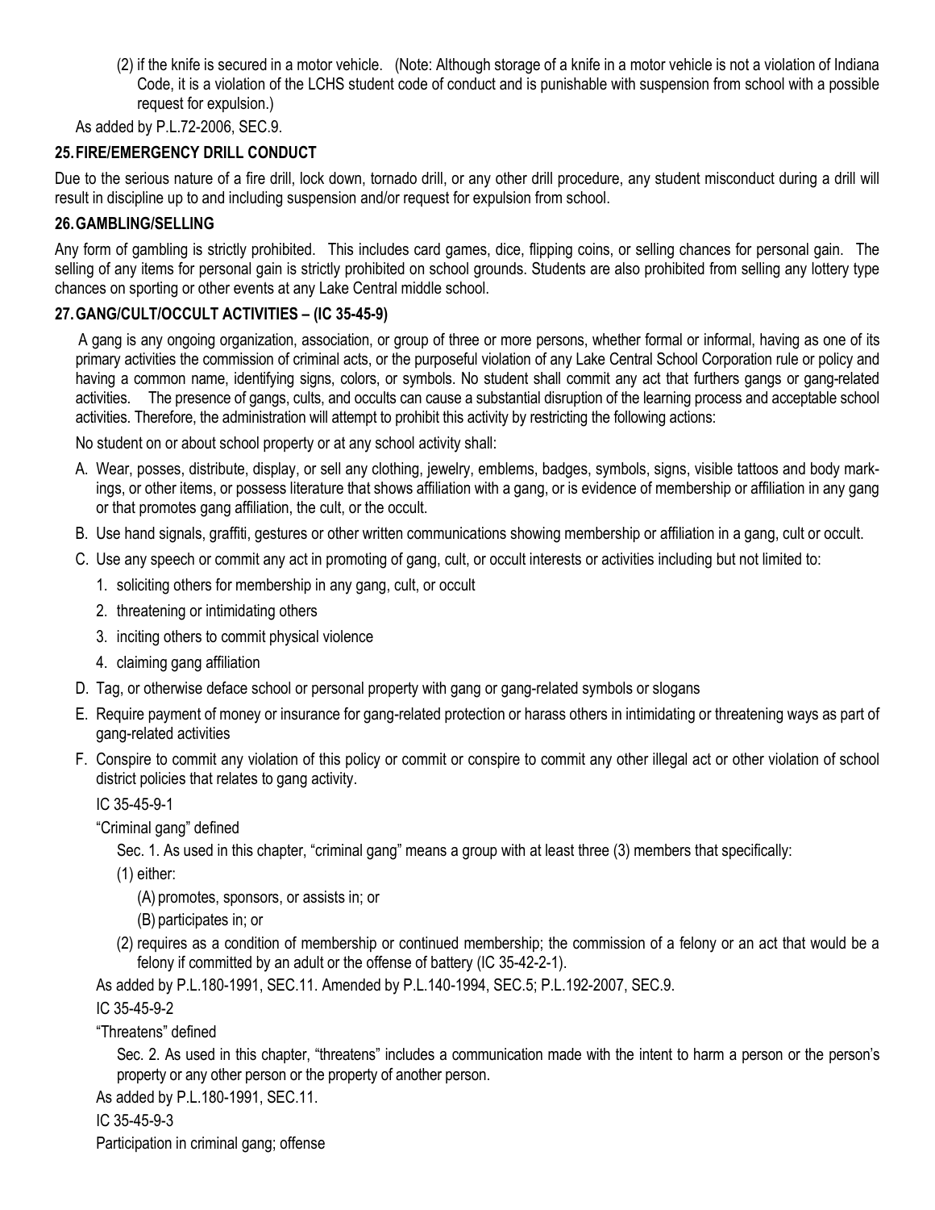(2) if the knife is secured in a motor vehicle. (Note: Although storage of a knife in a motor vehicle is not a violation of Indiana Code, it is a violation of the LCHS student code of conduct and is punishable with suspension from school with a possible request for expulsion.)

As added by P.L.72-2006, SEC.9.

### 25. FIRE/EMERGENCY DRILL CONDUCT

Due to the serious nature of a fire drill, lock down, tornado drill, or any other drill procedure, any student misconduct during a drill will result in discipline up to and including suspension and/or request for expulsion from school.

### 26. GAMBLING/SELLING

Any form of gambling is strictly prohibited. This includes card games, dice, flipping coins, or selling chances for personal gain. The selling of any items for personal gain is strictly prohibited on school grounds. Students are also prohibited from selling any lottery type chances on sporting or other events at any Lake Central middle school.

### 27. GANG/CULT/OCCULT ACTIVITIES – (IC 35-45-9)

A gang is any ongoing organization, association, or group of three or more persons, whether formal or informal, having as one of its primary activities the commission of criminal acts, or the purposeful violation of any Lake Central School Corporation rule or policy and having a common name, identifying signs, colors, or symbols. No student shall commit any act that furthers gangs or gang-related activities. The presence of gangs, cults, and occults can cause a substantial disruption of the learning process and acceptable school activities. Therefore, the administration will attempt to prohibit this activity by restricting the following actions:

No student on or about school property or at any school activity shall:

A. Wear, posses, distribute, display, or sell any clothing, jewelry, emblems, badges, symbols, signs, visible tattoos and body markings, or other items, or possess literature that shows affiliation with a gang, or is evidence of membership or affiliation in any gang or that promotes gang affiliation, the cult, or the occult.

B. Use hand signals, graffiti, gestures or other written communications showing membership or affiliation in a gang, cult or occult.

C. Use any speech or commit any act in promoting of gang, cult, or occult interests or activities including but not limited to:

1. soliciting others for membership in any gang, cult, or occult
2. threatening or intimidating others
3. inciting others to commit physical violence
4. claiming gang affiliation

D. Tag, or otherwise deface school or personal property with gang or gang-related symbols or slogans

E. Require payment of money or insurance for gang-related protection or harass others in intimidating or threatening ways as part of gang-related activities

F. Conspire to commit any violation of this policy or commit or conspire to commit any other illegal act or other violation of school district policies that relates to gang activity.

IC 35-45-9-1

"Criminal gang" defined

Sec. 1. As used in this chapter, "criminal gang" means a group with at least three (3) members that specifically:

(1) either:

(A) promotes, sponsors, or assists in; or

(B) participates in; or

(2) requires as a condition of membership or continued membership; the commission of a felony or an act that would be a felony if committed by an adult or the offense of battery (IC 35-42-2-1).

As added by P.L.180-1991, SEC.11. Amended by P.L.140-1994, SEC.5; P.L.192-2007, SEC.9.

IC 35-45-9-2

"Threatens" defined

Sec. 2. As used in this chapter, "threatens" includes a communication made with the intent to harm a person or the person's property or any other person or the property of another person.

As added by P.L.180-1991, SEC.11.

IC 35-45-9-3

Participation in criminal gang; offense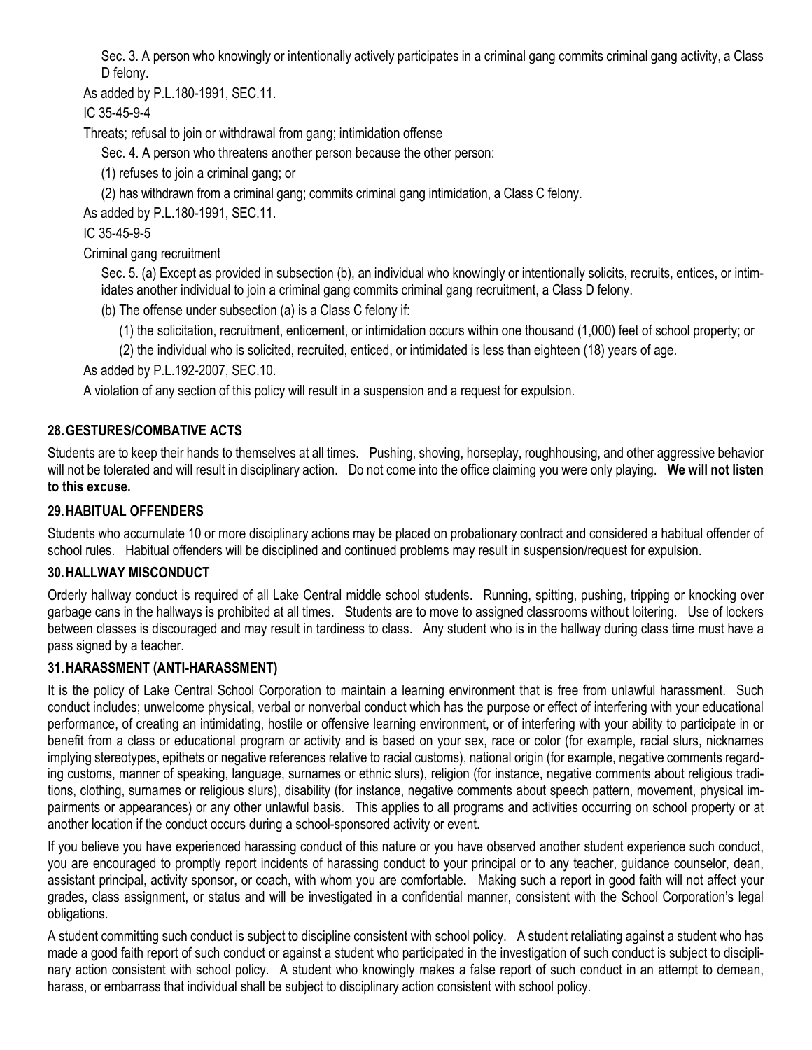Sec. 3. A person who knowingly or intentionally actively participates in a criminal gang commits criminal gang activity, a Class D felony.

As added by P.L.180-1991, SEC.11.

IC 35-45-9-4

Threats; refusal to join or withdrawal from gang; intimidation offense

Sec. 4. A person who threatens another person because the other person:

(1) refuses to join a criminal gang; or

(2) has withdrawn from a criminal gang; commits criminal gang intimidation, a Class C felony.

As added by P.L.180-1991, SEC.11.

IC 35-45-9-5

Criminal gang recruitment

Sec. 5. (a) Except as provided in subsection (b), an individual who knowingly or intentionally solicits, recruits, entices, or intimidates another individual to join a criminal gang commits criminal gang recruitment, a Class D felony.

(b) The offense under subsection (a) is a Class C felony if:

(1) the solicitation, recruitment, enticement, or intimidation occurs within one thousand (1,000) feet of school property; or

(2) the individual who is solicited, recruited, enticed, or intimidated is less than eighteen (18) years of age.

As added by P.L.192-2007, SEC.10.

A violation of any section of this policy will result in a suspension and a request for expulsion.

## 28. GESTURES/COMBATIVE ACTS

Students are to keep their hands to themselves at all times. Pushing, shoving, horseplay, roughhousing, and other aggressive behavior will not be tolerated and will result in disciplinary action. Do not come into the office claiming you were only playing. **We will not listen to this excuse.**

## 29. HABITUAL OFFENDERS

Students who accumulate 10 or more disciplinary actions may be placed on probationary contract and considered a habitual offender of school rules. Habitual offenders will be disciplined and continued problems may result in suspension/request for expulsion.

## 30. HALLWAY MISCONDUCT

Orderly hallway conduct is required of all Lake Central middle school students. Running, spitting, pushing, tripping or knocking over garbage cans in the hallways is prohibited at all times. Students are to move to assigned classrooms without loitering. Use of lockers between classes is discouraged and may result in tardiness to class. Any student who is in the hallway during class time must have a pass signed by a teacher.

## 31. HARASSMENT (ANTI-HARASSMENT)

It is the policy of Lake Central School Corporation to maintain a learning environment that is free from unlawful harassment. Such conduct includes; unwelcome physical, verbal or nonverbal conduct which has the purpose or effect of interfering with your educational performance, of creating an intimidating, hostile or offensive learning environment, or of interfering with your ability to participate in or benefit from a class or educational program or activity and is based on your sex, race or color (for example, racial slurs, nicknames implying stereotypes, epithets or negative references relative to racial customs), national origin (for example, negative comments regarding customs, manner of speaking, language, surnames or ethnic slurs), religion (for instance, negative comments about religious traditions, clothing, surnames or religious slurs), disability (for instance, negative comments about speech pattern, movement, physical impairments or appearances) or any other unlawful basis. This applies to all programs and activities occurring on school property or at another location if the conduct occurs during a school-sponsored activity or event.

If you believe you have experienced harassing conduct of this nature or you have observed another student experience such conduct, you are encouraged to promptly report incidents of harassing conduct to your principal or to any teacher, guidance counselor, dean, assistant principal, activity sponsor, or coach, with whom you are comfortable**.** Making such a report in good faith will not affect your grades, class assignment, or status and will be investigated in a confidential manner, consistent with the School Corporation's legal obligations.

A student committing such conduct is subject to discipline consistent with school policy. A student retaliating against a student who has made a good faith report of such conduct or against a student who participated in the investigation of such conduct is subject to disciplinary action consistent with school policy. A student who knowingly makes a false report of such conduct in an attempt to demean, harass, or embarrass that individual shall be subject to disciplinary action consistent with school policy.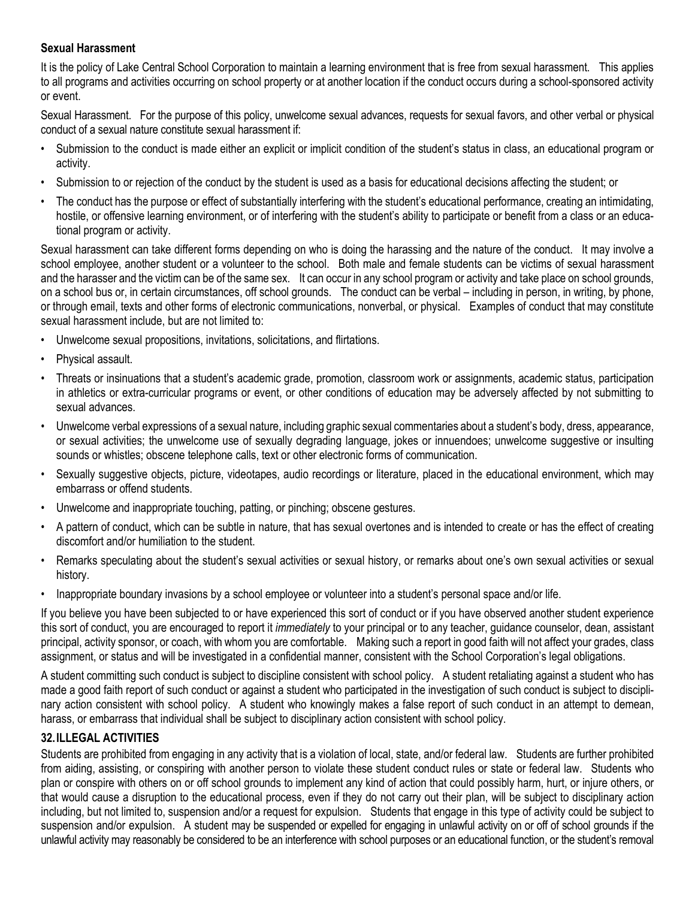**Sexual Harassment**

It is the policy of Lake Central School Corporation to maintain a learning environment that is free from sexual harassment. This applies to all programs and activities occurring on school property or at another location if the conduct occurs during a school-sponsored activity or event.

Sexual Harassment. For the purpose of this policy, unwelcome sexual advances, requests for sexual favors, and other verbal or physical conduct of a sexual nature constitute sexual harassment if:

- Submission to the conduct is made either an explicit or implicit condition of the student's status in class, an educational program or activity.
- Submission to or rejection of the conduct by the student is used as a basis for educational decisions affecting the student; or
- The conduct has the purpose or effect of substantially interfering with the student's educational performance, creating an intimidating, hostile, or offensive learning environment, or of interfering with the student's ability to participate or benefit from a class or an educational program or activity.

Sexual harassment can take different forms depending on who is doing the harassing and the nature of the conduct. It may involve a school employee, another student or a volunteer to the school. Both male and female students can be victims of sexual harassment and the harasser and the victim can be of the same sex. It can occur in any school program or activity and take place on school grounds, on a school bus or, in certain circumstances, off school grounds. The conduct can be verbal – including in person, in writing, by phone, or through email, texts and other forms of electronic communications, nonverbal, or physical. Examples of conduct that may constitute sexual harassment include, but are not limited to:

- Unwelcome sexual propositions, invitations, solicitations, and flirtations.
- Physical assault.
- Threats or insinuations that a student's academic grade, promotion, classroom work or assignments, academic status, participation in athletics or extra-curricular programs or event, or other conditions of education may be adversely affected by not submitting to sexual advances.
- Unwelcome verbal expressions of a sexual nature, including graphic sexual commentaries about a student's body, dress, appearance, or sexual activities; the unwelcome use of sexually degrading language, jokes or innuendoes; unwelcome suggestive or insulting sounds or whistles; obscene telephone calls, text or other electronic forms of communication.
- Sexually suggestive objects, picture, videotapes, audio recordings or literature, placed in the educational environment, which may embarrass or offend students.
- Unwelcome and inappropriate touching, patting, or pinching; obscene gestures.
- A pattern of conduct, which can be subtle in nature, that has sexual overtones and is intended to create or has the effect of creating discomfort and/or humiliation to the student.
- Remarks speculating about the student's sexual activities or sexual history, or remarks about one's own sexual activities or sexual history.
- Inappropriate boundary invasions by a school employee or volunteer into a student's personal space and/or life.

If you believe you have been subjected to or have experienced this sort of conduct or if you have observed another student experience this sort of conduct, you are encouraged to report it *immediately* to your principal or to any teacher, guidance counselor, dean, assistant principal, activity sponsor, or coach, with whom you are comfortable. Making such a report in good faith will not affect your grades, class assignment, or status and will be investigated in a confidential manner, consistent with the School Corporation's legal obligations.

A student committing such conduct is subject to discipline consistent with school policy. A student retaliating against a student who has made a good faith report of such conduct or against a student who participated in the investigation of such conduct is subject to disciplinary action consistent with school policy. A student who knowingly makes a false report of such conduct in an attempt to demean, harass, or embarrass that individual shall be subject to disciplinary action consistent with school policy.

**32. ILLEGAL ACTIVITIES**

Students are prohibited from engaging in any activity that is a violation of local, state, and/or federal law. Students are further prohibited from aiding, assisting, or conspiring with another person to violate these student conduct rules or state or federal law. Students who plan or conspire with others on or off school grounds to implement any kind of action that could possibly harm, hurt, or injure others, or that would cause a disruption to the educational process, even if they do not carry out their plan, will be subject to disciplinary action including, but not limited to, suspension and/or a request for expulsion. Students that engage in this type of activity could be subject to suspension and/or expulsion. A student may be suspended or expelled for engaging in unlawful activity on or off of school grounds if the unlawful activity may reasonably be considered to be an interference with school purposes or an educational function, or the student's removal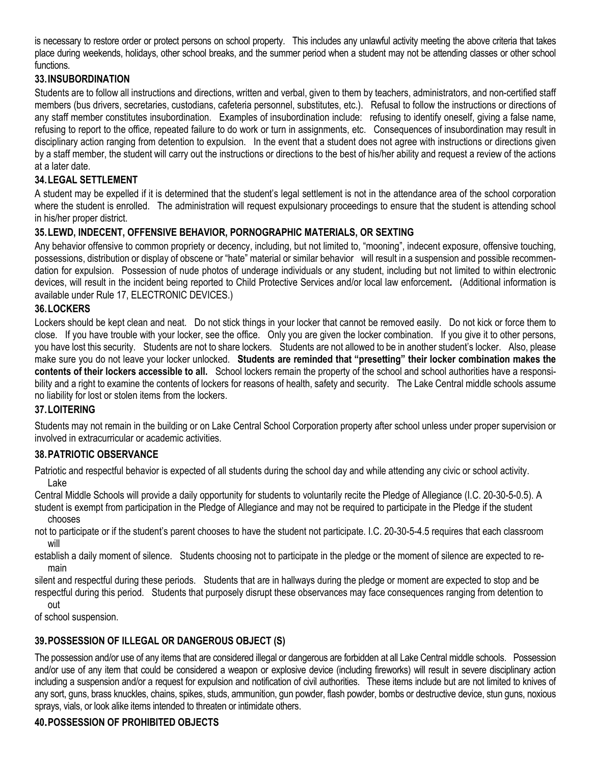is necessary to restore order or protect persons on school property. This includes any unlawful activity meeting the above criteria that takes place during weekends, holidays, other school breaks, and the summer period when a student may not be attending classes or other school functions.

### 33. INSUBORDINATION

Students are to follow all instructions and directions, written and verbal, given to them by teachers, administrators, and non-certified staff members (bus drivers, secretaries, custodians, cafeteria personnel, substitutes, etc.). Refusal to follow the instructions or directions of any staff member constitutes insubordination. Examples of insubordination include: refusing to identify oneself, giving a false name, refusing to report to the office, repeated failure to do work or turn in assignments, etc. Consequences of insubordination may result in disciplinary action ranging from detention to expulsion. In the event that a student does not agree with instructions or directions given by a staff member, the student will carry out the instructions or directions to the best of his/her ability and request a review of the actions at a later date.

### 34. LEGAL SETTLEMENT

A student may be expelled if it is determined that the student's legal settlement is not in the attendance area of the school corporation where the student is enrolled. The administration will request expulsionary proceedings to ensure that the student is attending school in his/her proper district.

### 35. LEWD, INDECENT, OFFENSIVE BEHAVIOR, PORNOGRAPHIC MATERIALS, OR SEXTING

Any behavior offensive to common propriety or decency, including, but not limited to, "mooning", indecent exposure, offensive touching, possessions, distribution or display of obscene or "hate" material or similar behavior will result in a suspension and possible recommendation for expulsion. Possession of nude photos of underage individuals or any student, including but not limited to within electronic devices, will result in the incident being reported to Child Protective Services and/or local law enforcement**.** (Additional information is available under Rule 17, ELECTRONIC DEVICES.)

### 36. LOCKERS

Lockers should be kept clean and neat. Do not stick things in your locker that cannot be removed easily. Do not kick or force them to close. If you have trouble with your locker, see the office. Only you are given the locker combination. If you give it to other persons, you have lost this security. Students are not to share lockers. Students are not allowed to be in another student's locker. Also, please make sure you do not leave your locker unlocked. **Students are reminded that "presetting" their locker combination makes the contents of their lockers accessible to all.** School lockers remain the property of the school and school authorities have a responsibility and a right to examine the contents of lockers for reasons of health, safety and security. The Lake Central middle schools assume no liability for lost or stolen items from the lockers.

### 37. LOITERING

Students may not remain in the building or on Lake Central School Corporation property after school unless under proper supervision or involved in extracurricular or academic activities.

### 38. PATRIOTIC OBSERVANCE

Patriotic and respectful behavior is expected of all students during the school day and while attending any civic or school activity. Lake Central Middle Schools will provide a daily opportunity for students to voluntarily recite the Pledge of Allegiance (I.C. 20-30-5-0.5). A student is exempt from participation in the Pledge of Allegiance and may not be required to participate in the Pledge if the student chooses not to participate or if the student's parent chooses to have the student not participate. I.C. 20-30-5-4.5 requires that each classroom will establish a daily moment of silence. Students choosing not to participate in the pledge or the moment of silence are expected to remain silent and respectful during these periods. Students that are in hallways during the pledge or moment are expected to stop and be respectful during this period. Students that purposely disrupt these observances may face consequences ranging from detention to out of school suspension.

### 39. POSSESSION OF ILLEGAL OR DANGEROUS OBJECT (S)

The possession and/or use of any items that are considered illegal or dangerous are forbidden at all Lake Central middle schools. Possession and/or use of any item that could be considered a weapon or explosive device (including fireworks) will result in severe disciplinary action including a suspension and/or a request for expulsion and notification of civil authorities. These items include but are not limited to knives of any sort, guns, brass knuckles, chains, spikes, studs, ammunition, gun powder, flash powder, bombs or destructive device, stun guns, noxious sprays, vials, or look alike items intended to threaten or intimidate others.

### 40. POSSESSION OF PROHIBITED OBJECTS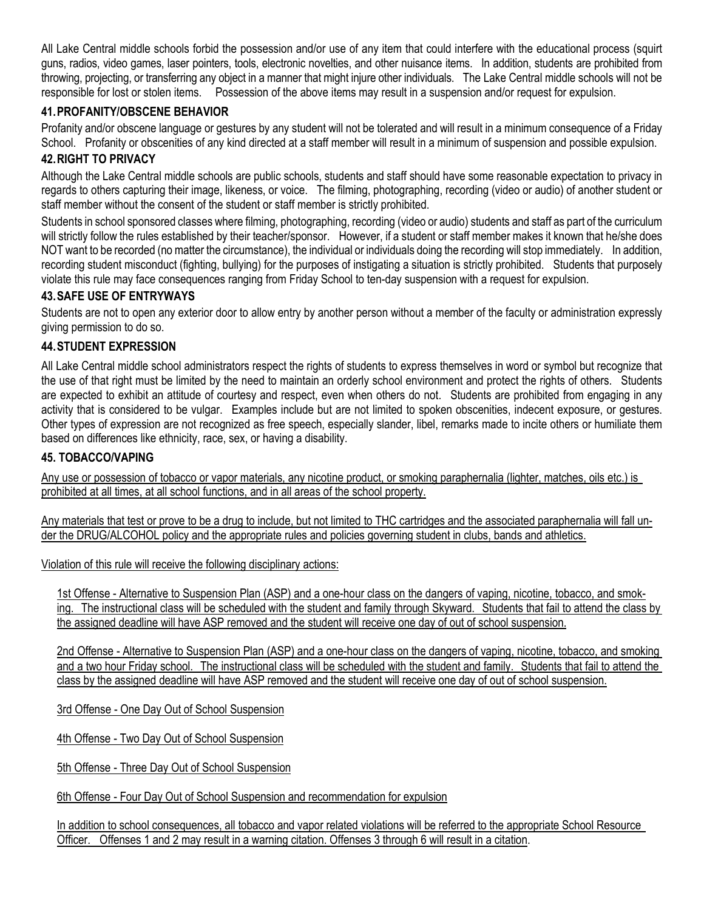All Lake Central middle schools forbid the possession and/or use of any item that could interfere with the educational process (squirt guns, radios, video games, laser pointers, tools, electronic novelties, and other nuisance items. In addition, students are prohibited from throwing, projecting, or transferring any object in a manner that might injure other individuals. The Lake Central middle schools will not be responsible for lost or stolen items. Possession of the above items may result in a suspension and/or request for expulsion.

### 41. PROFANITY/OBSCENE BEHAVIOR

Profanity and/or obscene language or gestures by any student will not be tolerated and will result in a minimum consequence of a Friday School. Profanity or obscenities of any kind directed at a staff member will result in a minimum of suspension and possible expulsion.

### 42. RIGHT TO PRIVACY

Although the Lake Central middle schools are public schools, students and staff should have some reasonable expectation to privacy in regards to others capturing their image, likeness, or voice. The filming, photographing, recording (video or audio) of another student or staff member without the consent of the student or staff member is strictly prohibited.

Students in school sponsored classes where filming, photographing, recording (video or audio) students and staff as part of the curriculum will strictly follow the rules established by their teacher/sponsor. However, if a student or staff member makes it known that he/she does NOT want to be recorded (no matter the circumstance), the individual or individuals doing the recording will stop immediately. In addition, recording student misconduct (fighting, bullying) for the purposes of instigating a situation is strictly prohibited. Students that purposely violate this rule may face consequences ranging from Friday School to ten-day suspension with a request for expulsion.

### 43. SAFE USE OF ENTRYWAYS

Students are not to open any exterior door to allow entry by another person without a member of the faculty or administration expressly giving permission to do so.

### 44. STUDENT EXPRESSION

All Lake Central middle school administrators respect the rights of students to express themselves in word or symbol but recognize that the use of that right must be limited by the need to maintain an orderly school environment and protect the rights of others. Students are expected to exhibit an attitude of courtesy and respect, even when others do not. Students are prohibited from engaging in any activity that is considered to be vulgar. Examples include but are not limited to spoken obscenities, indecent exposure, or gestures. Other types of expression are not recognized as free speech, especially slander, libel, remarks made to incite others or humiliate them based on differences like ethnicity, race, sex, or having a disability.

### 45. TOBACCO/VAPING

Any use or possession of tobacco or vapor materials, any nicotine product, or smoking paraphernalia (lighter, matches, oils etc.) is prohibited at all times, at all school functions, and in all areas of the school property.

Any materials that test or prove to be a drug to include, but not limited to THC cartridges and the associated paraphernalia will fall under the DRUG/ALCOHOL policy and the appropriate rules and policies governing student in clubs, bands and athletics.

Violation of this rule will receive the following disciplinary actions:

1st Offense - Alternative to Suspension Plan (ASP) and a one-hour class on the dangers of vaping, nicotine, tobacco, and smoking. The instructional class will be scheduled with the student and family through Skyward. Students that fail to attend the class by the assigned deadline will have ASP removed and the student will receive one day of out of school suspension.

2nd Offense - Alternative to Suspension Plan (ASP) and a one-hour class on the dangers of vaping, nicotine, tobacco, and smoking and a two hour Friday school. The instructional class will be scheduled with the student and family. Students that fail to attend the class by the assigned deadline will have ASP removed and the student will receive one day of out of school suspension.

3rd Offense - One Day Out of School Suspension

4th Offense - Two Day Out of School Suspension

5th Offense - Three Day Out of School Suspension

6th Offense - Four Day Out of School Suspension and recommendation for expulsion

In addition to school consequences, all tobacco and vapor related violations will be referred to the appropriate School Resource Officer. Offenses 1 and 2 may result in a warning citation. Offenses 3 through 6 will result in a citation.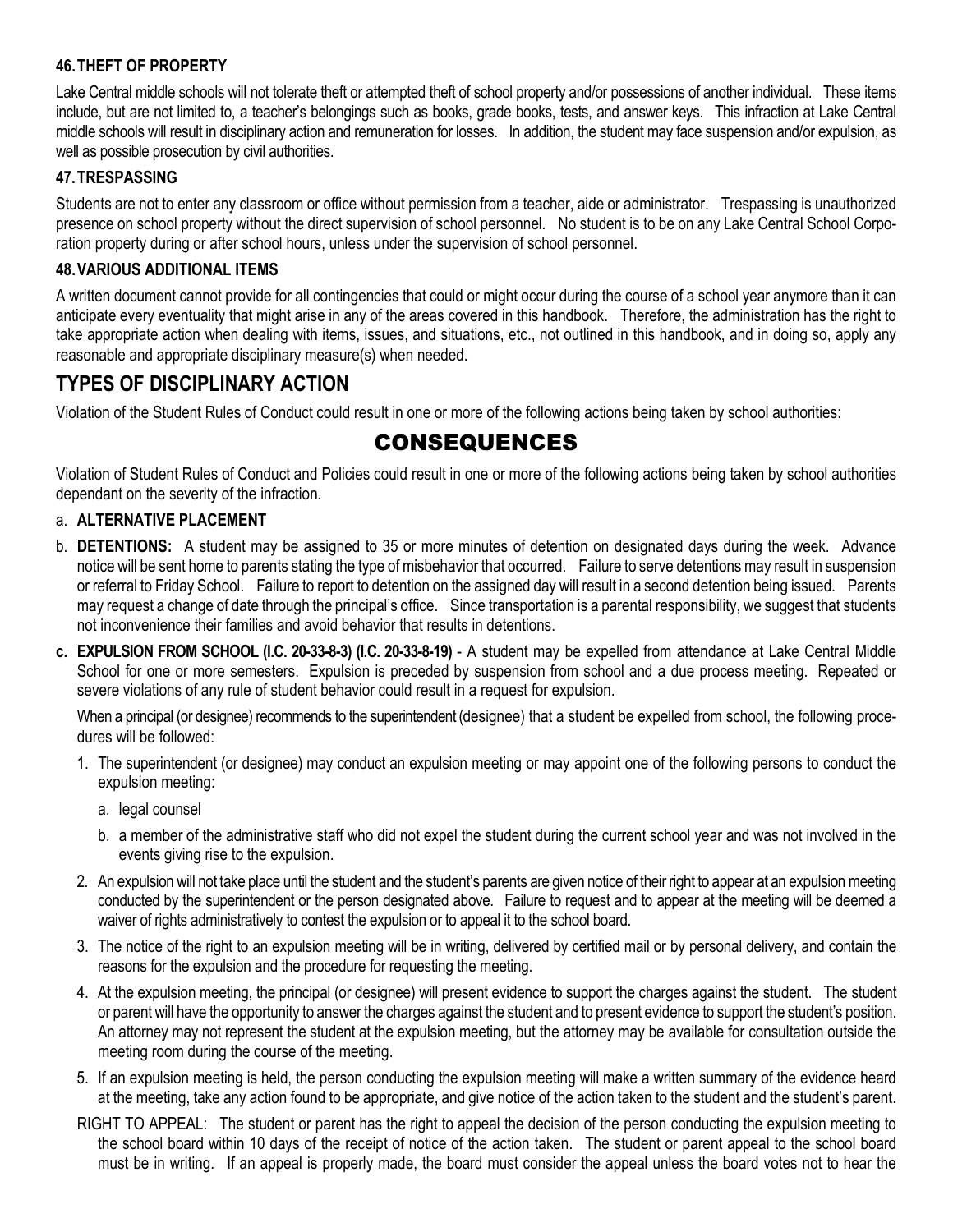### 46. THEFT OF PROPERTY

Lake Central middle schools will not tolerate theft or attempted theft of school property and/or possessions of another individual. These items include, but are not limited to, a teacher's belongings such as books, grade books, tests, and answer keys. This infraction at Lake Central middle schools will result in disciplinary action and remuneration for losses. In addition, the student may face suspension and/or expulsion, as well as possible prosecution by civil authorities.

### 47. TRESPASSING

Students are not to enter any classroom or office without permission from a teacher, aide or administrator. Trespassing is unauthorized presence on school property without the direct supervision of school personnel. No student is to be on any Lake Central School Corporation property during or after school hours, unless under the supervision of school personnel.

### 48. VARIOUS ADDITIONAL ITEMS

A written document cannot provide for all contingencies that could or might occur during the course of a school year anymore than it can anticipate every eventuality that might arise in any of the areas covered in this handbook. Therefore, the administration has the right to take appropriate action when dealing with items, issues, and situations, etc., not outlined in this handbook, and in doing so, apply any reasonable and appropriate disciplinary measure(s) when needed.

## TYPES OF DISCIPLINARY ACTION

Violation of the Student Rules of Conduct could result in one or more of the following actions being taken by school authorities:

# CONSEQUENCES

Violation of Student Rules of Conduct and Policies could result in one or more of the following actions being taken by school authorities dependant on the severity of the infraction.

a. **ALTERNATIVE PLACEMENT**

b. **DETENTIONS:** A student may be assigned to 35 or more minutes of detention on designated days during the week. Advance notice will be sent home to parents stating the type of misbehavior that occurred. Failure to serve detentions may result in suspension or referral to Friday School. Failure to report to detention on the assigned day will result in a second detention being issued. Parents may request a change of date through the principal's office. Since transportation is a parental responsibility, we suggest that students not inconvenience their families and avoid behavior that results in detentions.

c. **EXPULSION FROM SCHOOL (I.C. 20-33-8-3) (I.C. 20-33-8-19)** - A student may be expelled from attendance at Lake Central Middle School for one or more semesters. Expulsion is preceded by suspension from school and a due process meeting. Repeated or severe violations of any rule of student behavior could result in a request for expulsion.

   When a principal (or designee) recommends to the superintendent (designee) that a student be expelled from school, the following procedures will be followed:

   1. The superintendent (or designee) may conduct an expulsion meeting or may appoint one of the following persons to conduct the expulsion meeting:
      a. legal counsel
      b. a member of the administrative staff who did not expel the student during the current school year and was not involved in the events giving rise to the expulsion.
   2. An expulsion will not take place until the student and the student's parents are given notice of their right to appear at an expulsion meeting conducted by the superintendent or the person designated above. Failure to request and to appear at the meeting will be deemed a waiver of rights administratively to contest the expulsion or to appeal it to the school board.
   3. The notice of the right to an expulsion meeting will be in writing, delivered by certified mail or by personal delivery, and contain the reasons for the expulsion and the procedure for requesting the meeting.
   4. At the expulsion meeting, the principal (or designee) will present evidence to support the charges against the student. The student or parent will have the opportunity to answer the charges against the student and to present evidence to support the student's position. An attorney may not represent the student at the expulsion meeting, but the attorney may be available for consultation outside the meeting room during the course of the meeting.
   5. If an expulsion meeting is held, the person conducting the expulsion meeting will make a written summary of the evidence heard at the meeting, take any action found to be appropriate, and give notice of the action taken to the student and the student's parent.

   RIGHT TO APPEAL: The student or parent has the right to appeal the decision of the person conducting the expulsion meeting to the school board within 10 days of the receipt of notice of the action taken. The student or parent appeal to the school board must be in writing. If an appeal is properly made, the board must consider the appeal unless the board votes not to hear the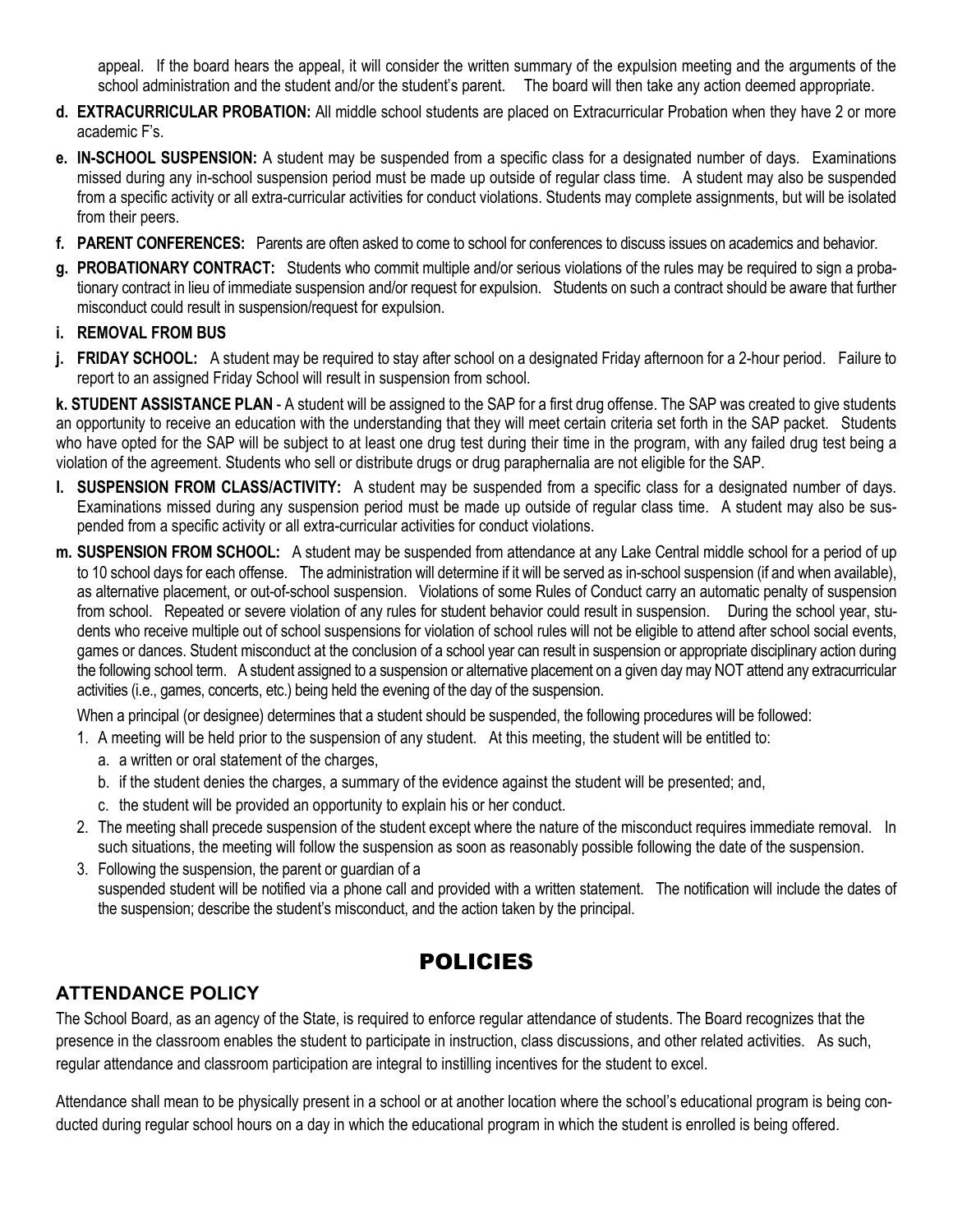appeal. If the board hears the appeal, it will consider the written summary of the expulsion meeting and the arguments of the school administration and the student and/or the student's parent. The board will then take any action deemed appropriate.

**d. EXTRACURRICULAR PROBATION:** All middle school students are placed on Extracurricular Probation when they have 2 or more academic F's.

**e. IN-SCHOOL SUSPENSION:** A student may be suspended from a specific class for a designated number of days. Examinations missed during any in-school suspension period must be made up outside of regular class time. A student may also be suspended from a specific activity or all extra-curricular activities for conduct violations. Students may complete assignments, but will be isolated from their peers.

**f. PARENT CONFERENCES:** Parents are often asked to come to school for conferences to discuss issues on academics and behavior.

**g. PROBATIONARY CONTRACT:** Students who commit multiple and/or serious violations of the rules may be required to sign a probationary contract in lieu of immediate suspension and/or request for expulsion. Students on such a contract should be aware that further misconduct could result in suspension/request for expulsion.

**i. REMOVAL FROM BUS**

**j. FRIDAY SCHOOL:** A student may be required to stay after school on a designated Friday afternoon for a 2-hour period. Failure to report to an assigned Friday School will result in suspension from school.

**k. STUDENT ASSISTANCE PLAN** - A student will be assigned to the SAP for a first drug offense. The SAP was created to give students an opportunity to receive an education with the understanding that they will meet certain criteria set forth in the SAP packet. Students who have opted for the SAP will be subject to at least one drug test during their time in the program, with any failed drug test being a violation of the agreement. Students who sell or distribute drugs or drug paraphernalia are not eligible for the SAP.

**l. SUSPENSION FROM CLASS/ACTIVITY:** A student may be suspended from a specific class for a designated number of days. Examinations missed during any suspension period must be made up outside of regular class time. A student may also be suspended from a specific activity or all extra-curricular activities for conduct violations.

**m. SUSPENSION FROM SCHOOL:** A student may be suspended from attendance at any Lake Central middle school for a period of up to 10 school days for each offense. The administration will determine if it will be served as in-school suspension (if and when available), as alternative placement, or out-of-school suspension. Violations of some Rules of Conduct carry an automatic penalty of suspension from school. Repeated or severe violation of any rules for student behavior could result in suspension. During the school year, students who receive multiple out of school suspensions for violation of school rules will not be eligible to attend after school social events, games or dances. Student misconduct at the conclusion of a school year can result in suspension or appropriate disciplinary action during the following school term. A student assigned to a suspension or alternative placement on a given day may NOT attend any extracurricular activities (i.e., games, concerts, etc.) being held the evening of the day of the suspension.

When a principal (or designee) determines that a student should be suspended, the following procedures will be followed:

1. A meeting will be held prior to the suspension of any student. At this meeting, the student will be entitled to:
   a. a written or oral statement of the charges,
   b. if the student denies the charges, a summary of the evidence against the student will be presented; and,
   c. the student will be provided an opportunity to explain his or her conduct.
2. The meeting shall precede suspension of the student except where the nature of the misconduct requires immediate removal. In such situations, the meeting will follow the suspension as soon as reasonably possible following the date of the suspension.
3. Following the suspension, the parent or guardian of a suspended student will be notified via a phone call and provided with a written statement. The notification will include the dates of the suspension; describe the student's misconduct, and the action taken by the principal.

# POLICIES

## ATTENDANCE POLICY

The School Board, as an agency of the State, is required to enforce regular attendance of students. The Board recognizes that the presence in the classroom enables the student to participate in instruction, class discussions, and other related activities. As such, regular attendance and classroom participation are integral to instilling incentives for the student to excel.

Attendance shall mean to be physically present in a school or at another location where the school's educational program is being conducted during regular school hours on a day in which the educational program in which the student is enrolled is being offered.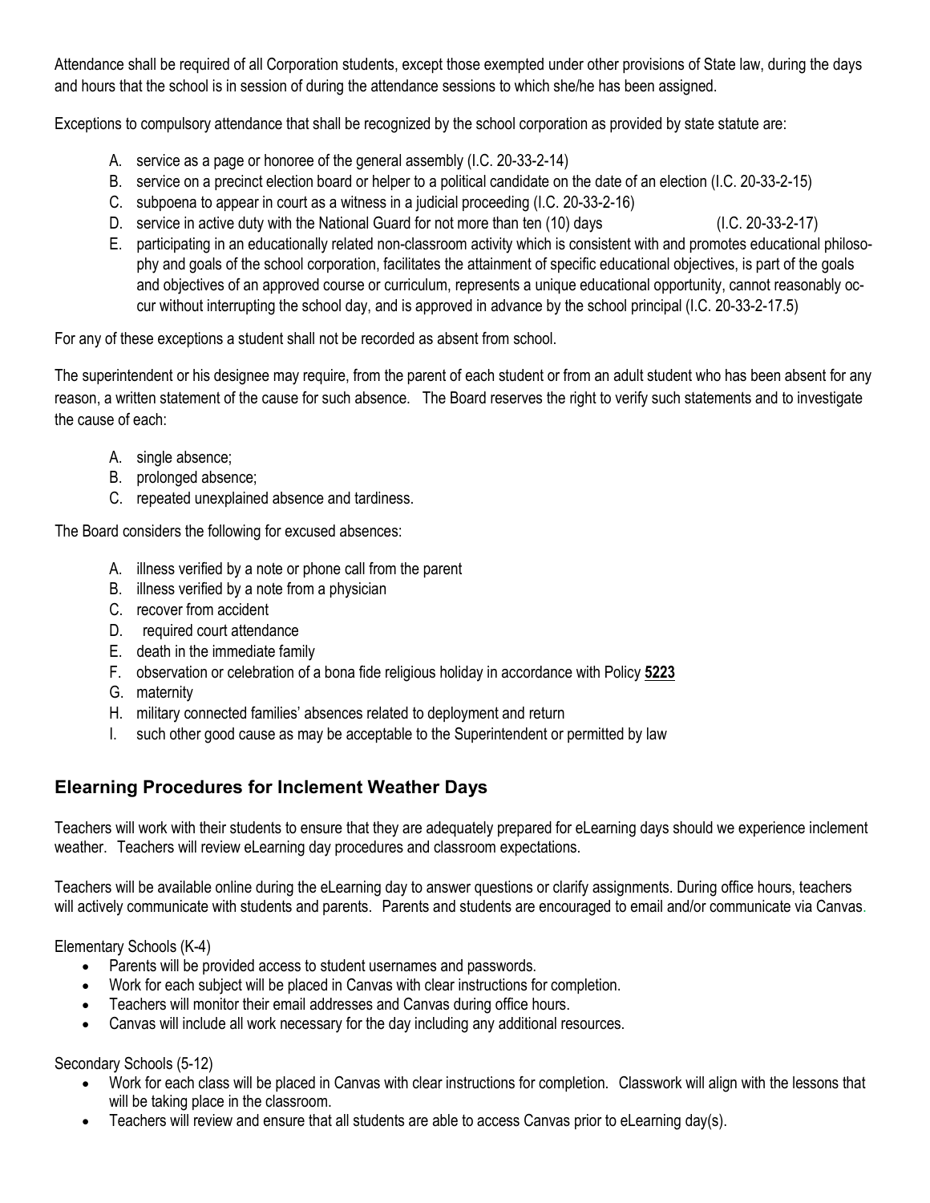Attendance shall be required of all Corporation students, except those exempted under other provisions of State law, during the days and hours that the school is in session of during the attendance sessions to which she/he has been assigned.

Exceptions to compulsory attendance that shall be recognized by the school corporation as provided by state statute are:

A. service as a page or honoree of the general assembly (I.C. 20-33-2-14)
B. service on a precinct election board or helper to a political candidate on the date of an election (I.C. 20-33-2-15)
C. subpoena to appear in court as a witness in a judicial proceeding (I.C. 20-33-2-16)
D. service in active duty with the National Guard for not more than ten (10) days (I.C. 20-33-2-17)
E. participating in an educationally related non-classroom activity which is consistent with and promotes educational philosophy and goals of the school corporation, facilitates the attainment of specific educational objectives, is part of the goals and objectives of an approved course or curriculum, represents a unique educational opportunity, cannot reasonably occur without interrupting the school day, and is approved in advance by the school principal (I.C. 20-33-2-17.5)

For any of these exceptions a student shall not be recorded as absent from school.

The superintendent or his designee may require, from the parent of each student or from an adult student who has been absent for any reason, a written statement of the cause for such absence. The Board reserves the right to verify such statements and to investigate the cause of each:

A. single absence;
B. prolonged absence;
C. repeated unexplained absence and tardiness.

The Board considers the following for excused absences:

A. illness verified by a note or phone call from the parent
B. illness verified by a note from a physician
C. recover from accident
D. required court attendance
E. death in the immediate family
F. observation or celebration of a bona fide religious holiday in accordance with Policy **5223**
G. maternity
H. military connected families' absences related to deployment and return
I. such other good cause as may be acceptable to the Superintendent or permitted by law

## Elearning Procedures for Inclement Weather Days

Teachers will work with their students to ensure that they are adequately prepared for eLearning days should we experience inclement weather. Teachers will review eLearning day procedures and classroom expectations.

Teachers will be available online during the eLearning day to answer questions or clarify assignments. During office hours, teachers will actively communicate with students and parents. Parents and students are encouraged to email and/or communicate via Canvas.

Elementary Schools (K-4)

- Parents will be provided access to student usernames and passwords.
- Work for each subject will be placed in Canvas with clear instructions for completion.
- Teachers will monitor their email addresses and Canvas during office hours.
- Canvas will include all work necessary for the day including any additional resources.

Secondary Schools (5-12)

- Work for each class will be placed in Canvas with clear instructions for completion. Classwork will align with the lessons that will be taking place in the classroom.
- Teachers will review and ensure that all students are able to access Canvas prior to eLearning day(s).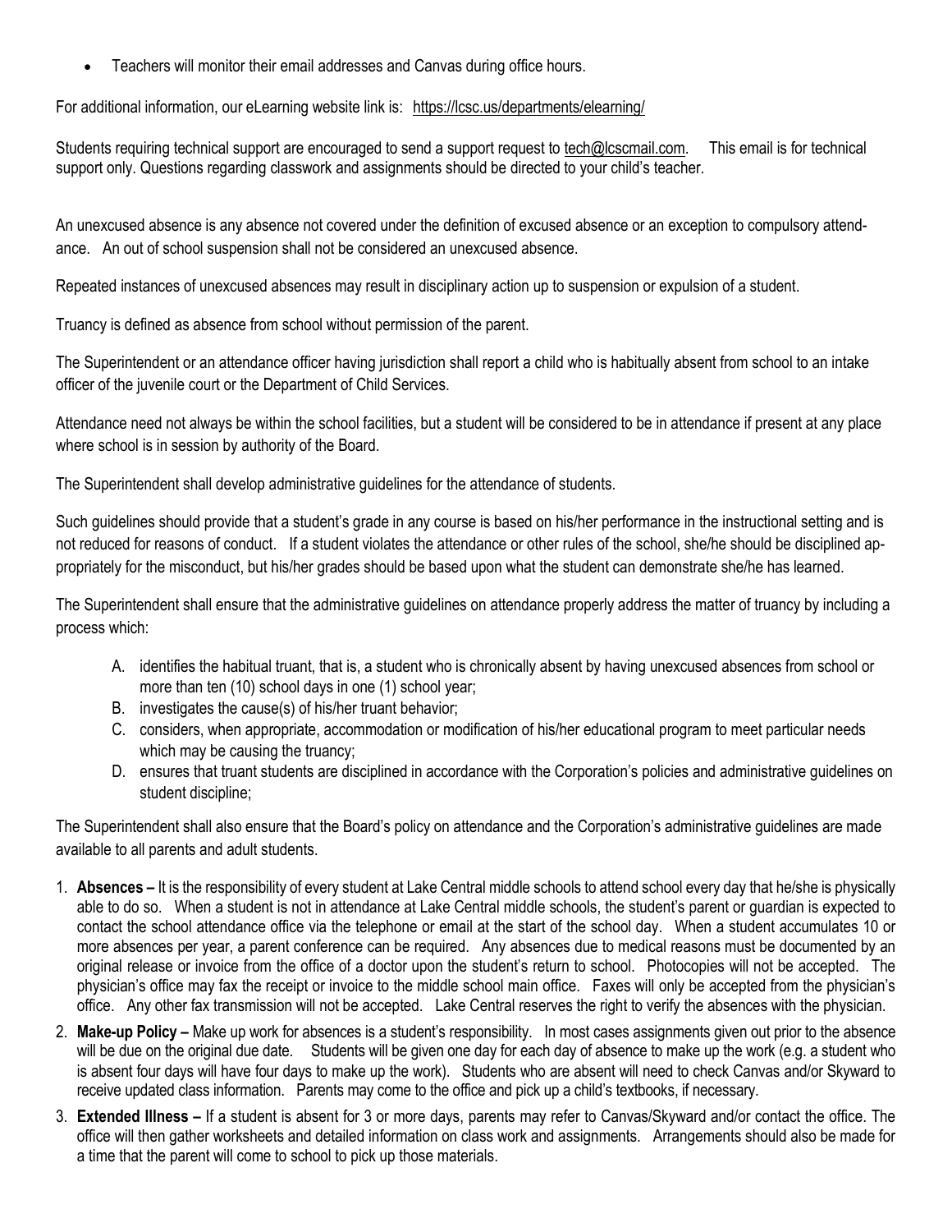- Teachers will monitor their email addresses and Canvas during office hours.

For additional information, our eLearning website link is: https://lcsc.us/departments/elearning/

Students requiring technical support are encouraged to send a support request to tech@lcscmail.com. This email is for technical support only. Questions regarding classwork and assignments should be directed to your child's teacher.

An unexcused absence is any absence not covered under the definition of excused absence or an exception to compulsory attendance. An out of school suspension shall not be considered an unexcused absence.

Repeated instances of unexcused absences may result in disciplinary action up to suspension or expulsion of a student.

Truancy is defined as absence from school without permission of the parent.

The Superintendent or an attendance officer having jurisdiction shall report a child who is habitually absent from school to an intake officer of the juvenile court or the Department of Child Services.

Attendance need not always be within the school facilities, but a student will be considered to be in attendance if present at any place where school is in session by authority of the Board.

The Superintendent shall develop administrative guidelines for the attendance of students.

Such guidelines should provide that a student's grade in any course is based on his/her performance in the instructional setting and is not reduced for reasons of conduct. If a student violates the attendance or other rules of the school, she/he should be disciplined appropriately for the misconduct, but his/her grades should be based upon what the student can demonstrate she/he has learned.

The Superintendent shall ensure that the administrative guidelines on attendance properly address the matter of truancy by including a process which:

A. identifies the habitual truant, that is, a student who is chronically absent by having unexcused absences from school or more than ten (10) school days in one (1) school year;
B. investigates the cause(s) of his/her truant behavior;
C. considers, when appropriate, accommodation or modification of his/her educational program to meet particular needs which may be causing the truancy;
D. ensures that truant students are disciplined in accordance with the Corporation's policies and administrative guidelines on student discipline;

The Superintendent shall also ensure that the Board's policy on attendance and the Corporation's administrative guidelines are made available to all parents and adult students.

1. **Absences –** It is the responsibility of every student at Lake Central middle schools to attend school every day that he/she is physically able to do so. When a student is not in attendance at Lake Central middle schools, the student's parent or guardian is expected to contact the school attendance office via the telephone or email at the start of the school day. When a student accumulates 10 or more absences per year, a parent conference can be required. Any absences due to medical reasons must be documented by an original release or invoice from the office of a doctor upon the student's return to school. Photocopies will not be accepted. The physician's office may fax the receipt or invoice to the middle school main office. Faxes will only be accepted from the physician's office. Any other fax transmission will not be accepted. Lake Central reserves the right to verify the absences with the physician.
2. **Make-up Policy –** Make up work for absences is a student's responsibility. In most cases assignments given out prior to the absence will be due on the original due date. Students will be given one day for each day of absence to make up the work (e.g. a student who is absent four days will have four days to make up the work). Students who are absent will need to check Canvas and/or Skyward to receive updated class information. Parents may come to the office and pick up a child's textbooks, if necessary.
3. **Extended Illness –** If a student is absent for 3 or more days, parents may refer to Canvas/Skyward and/or contact the office. The office will then gather worksheets and detailed information on class work and assignments. Arrangements should also be made for a time that the parent will come to school to pick up those materials.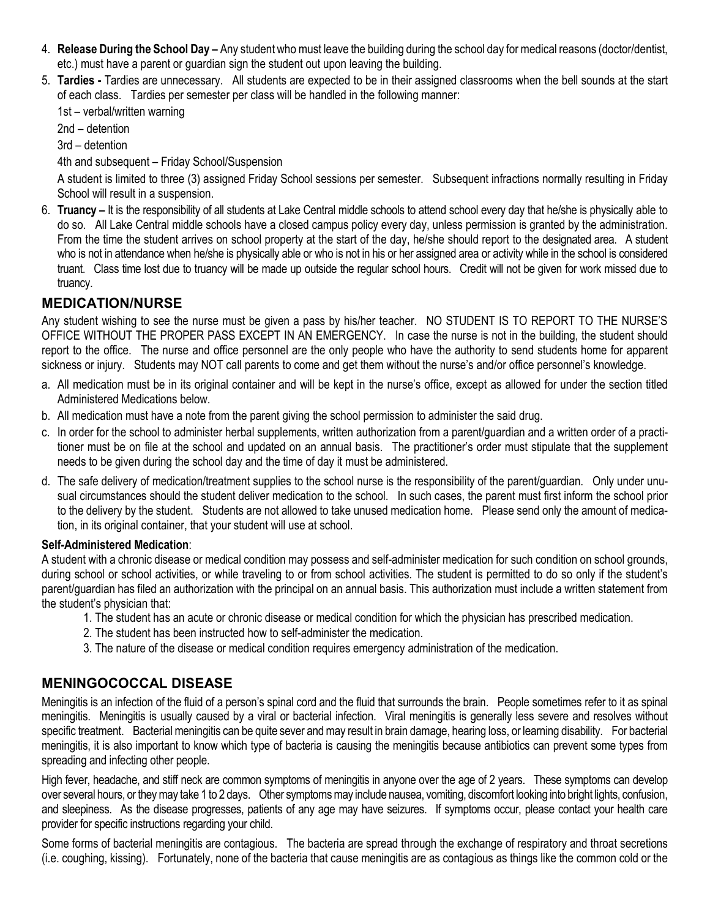4. **Release During the School Day –** Any student who must leave the building during the school day for medical reasons (doctor/dentist, etc.) must have a parent or guardian sign the student out upon leaving the building.
5. **Tardies -** Tardies are unnecessary. All students are expected to be in their assigned classrooms when the bell sounds at the start of each class. Tardies per semester per class will be handled in the following manner:

   1st – verbal/written warning

   2nd – detention

   3rd – detention

   4th and subsequent – Friday School/Suspension

   A student is limited to three (3) assigned Friday School sessions per semester. Subsequent infractions normally resulting in Friday School will result in a suspension.
6. **Truancy –** It is the responsibility of all students at Lake Central middle schools to attend school every day that he/she is physically able to do so. All Lake Central middle schools have a closed campus policy every day, unless permission is granted by the administration. From the time the student arrives on school property at the start of the day, he/she should report to the designated area. A student who is not in attendance when he/she is physically able or who is not in his or her assigned area or activity while in the school is considered truant. Class time lost due to truancy will be made up outside the regular school hours. Credit will not be given for work missed due to truancy.

## MEDICATION/NURSE

Any student wishing to see the nurse must be given a pass by his/her teacher. NO STUDENT IS TO REPORT TO THE NURSE'S OFFICE WITHOUT THE PROPER PASS EXCEPT IN AN EMERGENCY. In case the nurse is not in the building, the student should report to the office. The nurse and office personnel are the only people who have the authority to send students home for apparent sickness or injury. Students may NOT call parents to come and get them without the nurse's and/or office personnel's knowledge.

a. All medication must be in its original container and will be kept in the nurse's office, except as allowed for under the section titled Administered Medications below.
b. All medication must have a note from the parent giving the school permission to administer the said drug.
c. In order for the school to administer herbal supplements, written authorization from a parent/guardian and a written order of a practitioner must be on file at the school and updated on an annual basis. The practitioner's order must stipulate that the supplement needs to be given during the school day and the time of day it must be administered.
d. The safe delivery of medication/treatment supplies to the school nurse is the responsibility of the parent/guardian. Only under unusual circumstances should the student deliver medication to the school. In such cases, the parent must first inform the school prior to the delivery by the student. Students are not allowed to take unused medication home. Please send only the amount of medication, in its original container, that your student will use at school.

**Self-Administered Medication**:

A student with a chronic disease or medical condition may possess and self-administer medication for such condition on school grounds, during school or school activities, or while traveling to or from school activities. The student is permitted to do so only if the student's parent/guardian has filed an authorization with the principal on an annual basis. This authorization must include a written statement from the student's physician that:

1. The student has an acute or chronic disease or medical condition for which the physician has prescribed medication.
2. The student has been instructed how to self-administer the medication.
3. The nature of the disease or medical condition requires emergency administration of the medication.

## MENINGOCOCCAL DISEASE

Meningitis is an infection of the fluid of a person's spinal cord and the fluid that surrounds the brain. People sometimes refer to it as spinal meningitis. Meningitis is usually caused by a viral or bacterial infection. Viral meningitis is generally less severe and resolves without specific treatment. Bacterial meningitis can be quite sever and may result in brain damage, hearing loss, or learning disability. For bacterial meningitis, it is also important to know which type of bacteria is causing the meningitis because antibiotics can prevent some types from spreading and infecting other people.

High fever, headache, and stiff neck are common symptoms of meningitis in anyone over the age of 2 years. These symptoms can develop over several hours, or they may take 1 to 2 days. Other symptoms may include nausea, vomiting, discomfort looking into bright lights, confusion, and sleepiness. As the disease progresses, patients of any age may have seizures. If symptoms occur, please contact your health care provider for specific instructions regarding your child.

Some forms of bacterial meningitis are contagious. The bacteria are spread through the exchange of respiratory and throat secretions (i.e. coughing, kissing). Fortunately, none of the bacteria that cause meningitis are as contagious as things like the common cold or the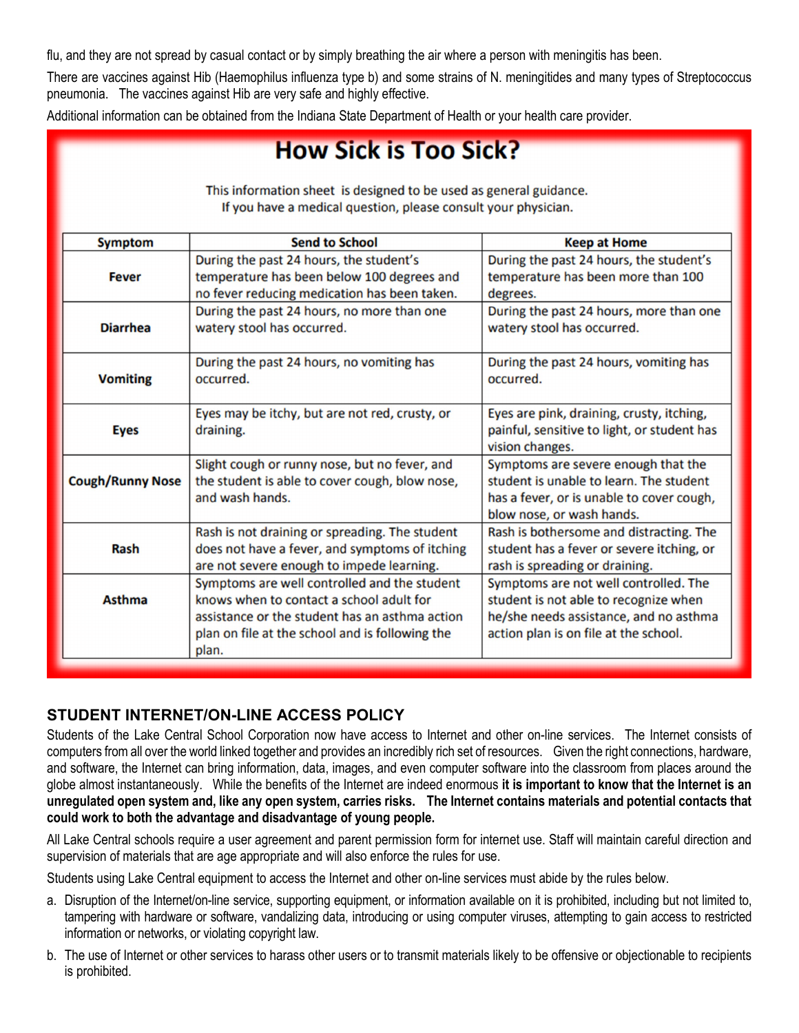flu, and they are not spread by casual contact or by simply breathing the air where a person with meningitis has been.

There are vaccines against Hib (Haemophilus influenza type b) and some strains of N. meningitides and many types of Streptococcus pneumonia. The vaccines against Hib are very safe and highly effective.

Additional information can be obtained from the Indiana State Department of Health or your health care provider.

## How Sick is Too Sick?

This information sheet is designed to be used as general guidance.
If you have a medical question, please consult your physician.

| Symptom | Send to School | Keep at Home |
|---|---|---|
| **Fever** | During the past 24 hours, the student's temperature has been below 100 degrees and no fever reducing medication has been taken. | During the past 24 hours, the student's temperature has been more than 100 degrees. |
| **Diarrhea** | During the past 24 hours, no more than one watery stool has occurred. | During the past 24 hours, more than one watery stool has occurred. |
| **Vomiting** | During the past 24 hours, no vomiting has occurred. | During the past 24 hours, vomiting has occurred. |
| **Eyes** | Eyes may be itchy, but are not red, crusty, or draining. | Eyes are pink, draining, crusty, itching, painful, sensitive to light, or student has vision changes. |
| **Cough/Runny Nose** | Slight cough or runny nose, but no fever, and the student is able to cover cough, blow nose, and wash hands. | Symptoms are severe enough that the student is unable to learn. The student has a fever, or is unable to cover cough, blow nose, or wash hands. |
| **Rash** | Rash is not draining or spreading. The student does not have a fever, and symptoms of itching are not severe enough to impede learning. | Rash is bothersome and distracting. The student has a fever or severe itching, or rash is spreading or draining. |
| **Asthma** | Symptoms are well controlled and the student knows when to contact a school adult for assistance or the student has an asthma action plan on file at the school and is following the plan. | Symptoms are not well controlled. The student is not able to recognize when he/she needs assistance, and no asthma action plan is on file at the school. |

## STUDENT INTERNET/ON-LINE ACCESS POLICY

Students of the Lake Central School Corporation now have access to Internet and other on-line services. The Internet consists of computers from all over the world linked together and provides an incredibly rich set of resources. Given the right connections, hardware, and software, the Internet can bring information, data, images, and even computer software into the classroom from places around the globe almost instantaneously. While the benefits of the Internet are indeed enormous **it is important to know that the Internet is an unregulated open system and, like any open system, carries risks. The Internet contains materials and potential contacts that could work to both the advantage and disadvantage of young people.**

All Lake Central schools require a user agreement and parent permission form for internet use. Staff will maintain careful direction and supervision of materials that are age appropriate and will also enforce the rules for use.

Students using Lake Central equipment to access the Internet and other on-line services must abide by the rules below.

a. Disruption of the Internet/on-line service, supporting equipment, or information available on it is prohibited, including but not limited to, tampering with hardware or software, vandalizing data, introducing or using computer viruses, attempting to gain access to restricted information or networks, or violating copyright law.

b. The use of Internet or other services to harass other users or to transmit materials likely to be offensive or objectionable to recipients is prohibited.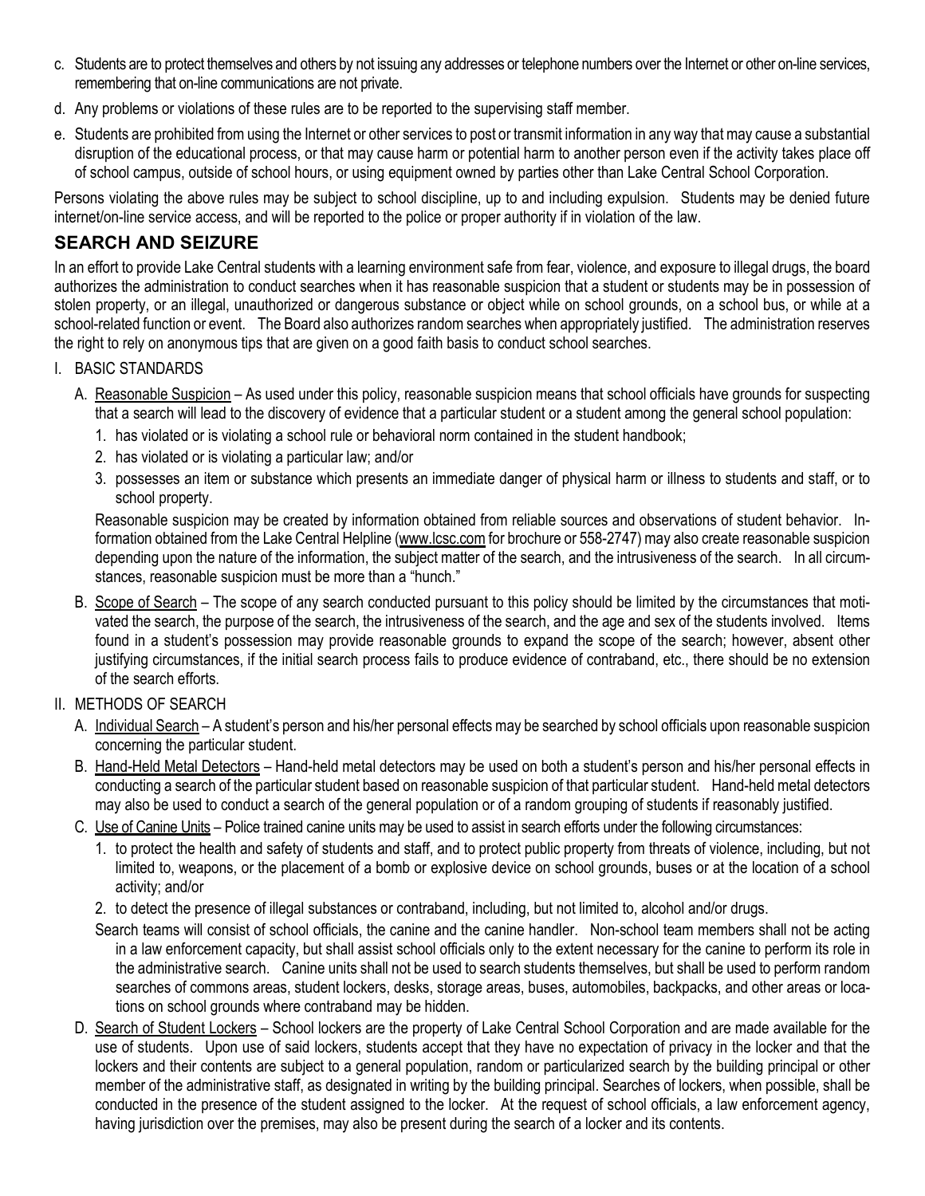c. Students are to protect themselves and others by not issuing any addresses or telephone numbers over the Internet or other on-line services, remembering that on-line communications are not private.

d. Any problems or violations of these rules are to be reported to the supervising staff member.

e. Students are prohibited from using the Internet or other services to post or transmit information in any way that may cause a substantial disruption of the educational process, or that may cause harm or potential harm to another person even if the activity takes place off of school campus, outside of school hours, or using equipment owned by parties other than Lake Central School Corporation.

Persons violating the above rules may be subject to school discipline, up to and including expulsion. Students may be denied future internet/on-line service access, and will be reported to the police or proper authority if in violation of the law.

## SEARCH AND SEIZURE

In an effort to provide Lake Central students with a learning environment safe from fear, violence, and exposure to illegal drugs, the board authorizes the administration to conduct searches when it has reasonable suspicion that a student or students may be in possession of stolen property, or an illegal, unauthorized or dangerous substance or object while on school grounds, on a school bus, or while at a school-related function or event. The Board also authorizes random searches when appropriately justified. The administration reserves the right to rely on anonymous tips that are given on a good faith basis to conduct school searches.

I. BASIC STANDARDS

A. Reasonable Suspicion – As used under this policy, reasonable suspicion means that school officials have grounds for suspecting that a search will lead to the discovery of evidence that a particular student or a student among the general school population:

1. has violated or is violating a school rule or behavioral norm contained in the student handbook;
2. has violated or is violating a particular law; and/or
3. possesses an item or substance which presents an immediate danger of physical harm or illness to students and staff, or to school property.

Reasonable suspicion may be created by information obtained from reliable sources and observations of student behavior. Information obtained from the Lake Central Helpline (www.lcsc.com for brochure or 558-2747) may also create reasonable suspicion depending upon the nature of the information, the subject matter of the search, and the intrusiveness of the search. In all circumstances, reasonable suspicion must be more than a "hunch."

B. Scope of Search – The scope of any search conducted pursuant to this policy should be limited by the circumstances that motivated the search, the purpose of the search, the intrusiveness of the search, and the age and sex of the students involved. Items found in a student's possession may provide reasonable grounds to expand the scope of the search; however, absent other justifying circumstances, if the initial search process fails to produce evidence of contraband, etc., there should be no extension of the search efforts.

II. METHODS OF SEARCH

A. Individual Search – A student's person and his/her personal effects may be searched by school officials upon reasonable suspicion concerning the particular student.

B. Hand-Held Metal Detectors – Hand-held metal detectors may be used on both a student's person and his/her personal effects in conducting a search of the particular student based on reasonable suspicion of that particular student. Hand-held metal detectors may also be used to conduct a search of the general population or of a random grouping of students if reasonably justified.

C. Use of Canine Units – Police trained canine units may be used to assist in search efforts under the following circumstances:

1. to protect the health and safety of students and staff, and to protect public property from threats of violence, including, but not limited to, weapons, or the placement of a bomb or explosive device on school grounds, buses or at the location of a school activity; and/or
2. to detect the presence of illegal substances or contraband, including, but not limited to, alcohol and/or drugs.

Search teams will consist of school officials, the canine and the canine handler. Non-school team members shall not be acting in a law enforcement capacity, but shall assist school officials only to the extent necessary for the canine to perform its role in the administrative search. Canine units shall not be used to search students themselves, but shall be used to perform random searches of commons areas, student lockers, desks, storage areas, buses, automobiles, backpacks, and other areas or locations on school grounds where contraband may be hidden.

D. Search of Student Lockers – School lockers are the property of Lake Central School Corporation and are made available for the use of students. Upon use of said lockers, students accept that they have no expectation of privacy in the locker and that the lockers and their contents are subject to a general population, random or particularized search by the building principal or other member of the administrative staff, as designated in writing by the building principal. Searches of lockers, when possible, shall be conducted in the presence of the student assigned to the locker. At the request of school officials, a law enforcement agency, having jurisdiction over the premises, may also be present during the search of a locker and its contents.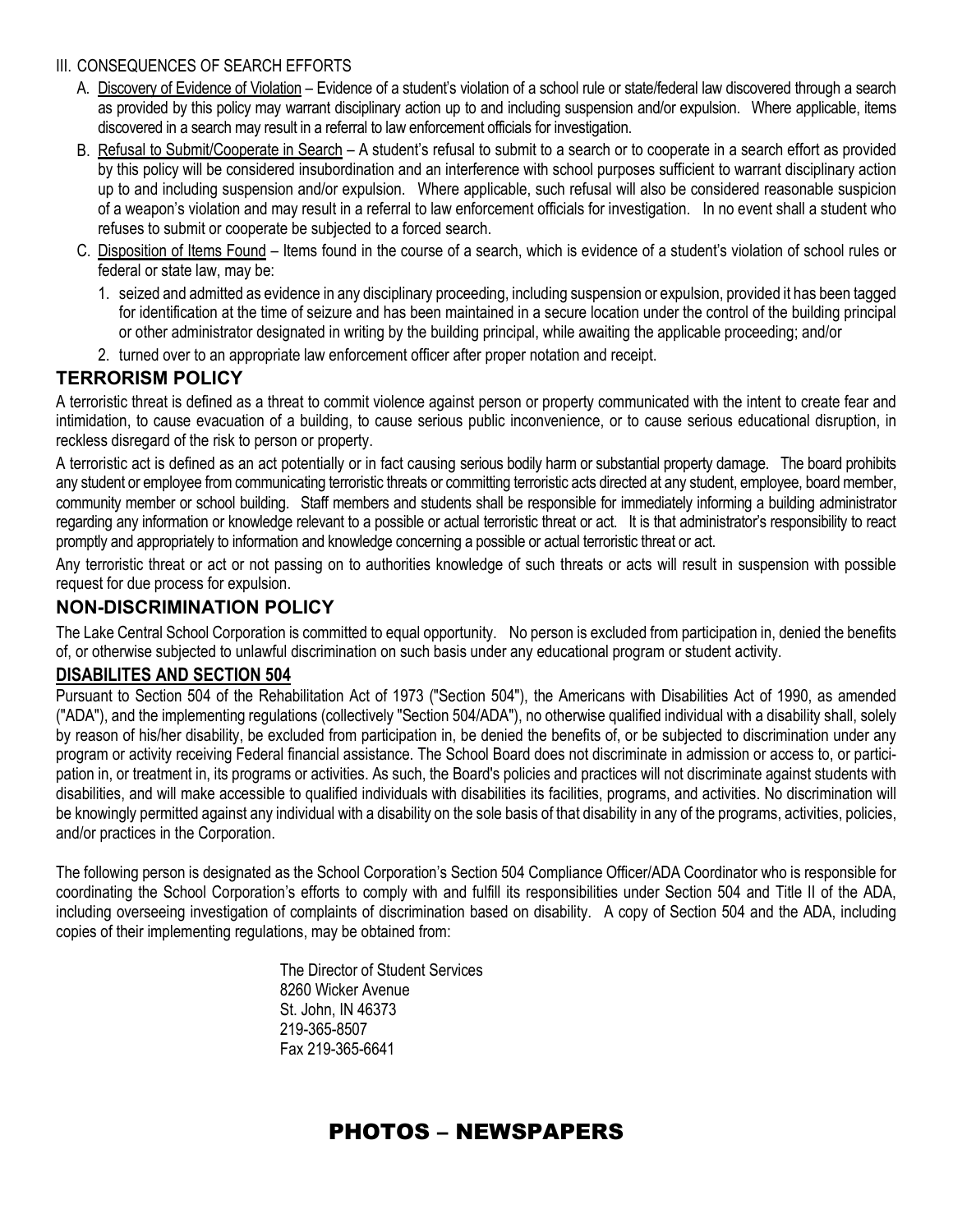III. CONSEQUENCES OF SEARCH EFFORTS

A. Discovery of Evidence of Violation – Evidence of a student's violation of a school rule or state/federal law discovered through a search as provided by this policy may warrant disciplinary action up to and including suspension and/or expulsion. Where applicable, items discovered in a search may result in a referral to law enforcement officials for investigation.

B. Refusal to Submit/Cooperate in Search – A student's refusal to submit to a search or to cooperate in a search effort as provided by this policy will be considered insubordination and an interference with school purposes sufficient to warrant disciplinary action up to and including suspension and/or expulsion. Where applicable, such refusal will also be considered reasonable suspicion of a weapon's violation and may result in a referral to law enforcement officials for investigation. In no event shall a student who refuses to submit or cooperate be subjected to a forced search.

C. Disposition of Items Found – Items found in the course of a search, which is evidence of a student's violation of school rules or federal or state law, may be:

1. seized and admitted as evidence in any disciplinary proceeding, including suspension or expulsion, provided it has been tagged for identification at the time of seizure and has been maintained in a secure location under the control of the building principal or other administrator designated in writing by the building principal, while awaiting the applicable proceeding; and/or
2. turned over to an appropriate law enforcement officer after proper notation and receipt.

## TERRORISM POLICY

A terroristic threat is defined as a threat to commit violence against person or property communicated with the intent to create fear and intimidation, to cause evacuation of a building, to cause serious public inconvenience, or to cause serious educational disruption, in reckless disregard of the risk to person or property.

A terroristic act is defined as an act potentially or in fact causing serious bodily harm or substantial property damage. The board prohibits any student or employee from communicating terroristic threats or committing terroristic acts directed at any student, employee, board member, community member or school building. Staff members and students shall be responsible for immediately informing a building administrator regarding any information or knowledge relevant to a possible or actual terroristic threat or act. It is that administrator's responsibility to react promptly and appropriately to information and knowledge concerning a possible or actual terroristic threat or act.

Any terroristic threat or act or not passing on to authorities knowledge of such threats or acts will result in suspension with possible request for due process for expulsion.

## NON-DISCRIMINATION POLICY

The Lake Central School Corporation is committed to equal opportunity. No person is excluded from participation in, denied the benefits of, or otherwise subjected to unlawful discrimination on such basis under any educational program or student activity.

### DISABILITES AND SECTION 504

Pursuant to Section 504 of the Rehabilitation Act of 1973 ("Section 504"), the Americans with Disabilities Act of 1990, as amended ("ADA"), and the implementing regulations (collectively "Section 504/ADA"), no otherwise qualified individual with a disability shall, solely by reason of his/her disability, be excluded from participation in, be denied the benefits of, or be subjected to discrimination under any program or activity receiving Federal financial assistance. The School Board does not discriminate in admission or access to, or participation in, or treatment in, its programs or activities. As such, the Board's policies and practices will not discriminate against students with disabilities, and will make accessible to qualified individuals with disabilities its facilities, programs, and activities. No discrimination will be knowingly permitted against any individual with a disability on the sole basis of that disability in any of the programs, activities, policies, and/or practices in the Corporation.

The following person is designated as the School Corporation's Section 504 Compliance Officer/ADA Coordinator who is responsible for coordinating the School Corporation's efforts to comply with and fulfill its responsibilities under Section 504 and Title II of the ADA, including overseeing investigation of complaints of discrimination based on disability. A copy of Section 504 and the ADA, including copies of their implementing regulations, may be obtained from:

The Director of Student Services
8260 Wicker Avenue
St. John, IN 46373
219-365-8507
Fax 219-365-6641

# PHOTOS – NEWSPAPERS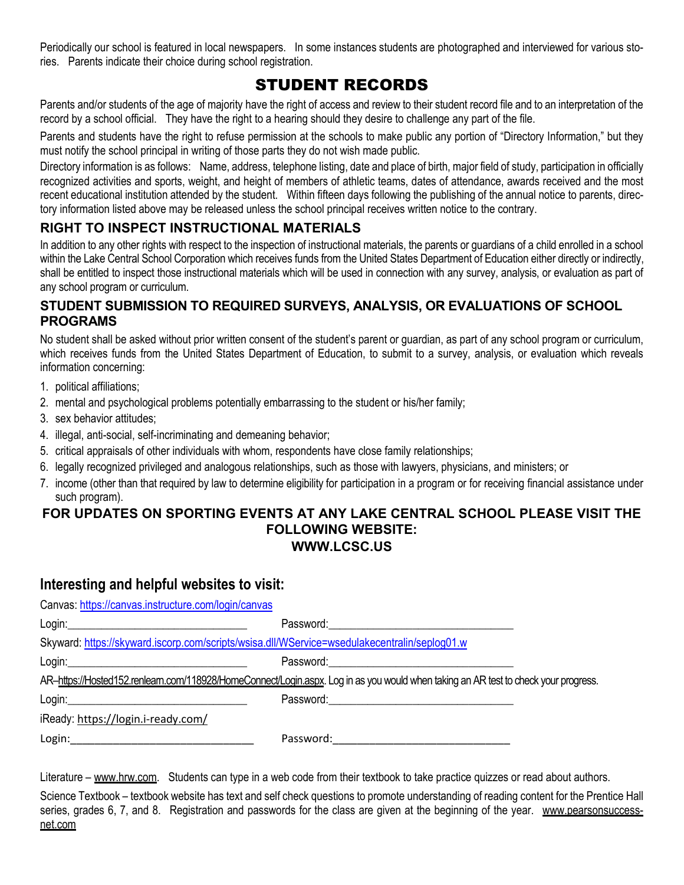Periodically our school is featured in local newspapers. In some instances students are photographed and interviewed for various stories. Parents indicate their choice during school registration.

# STUDENT RECORDS

Parents and/or students of the age of majority have the right of access and review to their student record file and to an interpretation of the record by a school official. They have the right to a hearing should they desire to challenge any part of the file.

Parents and students have the right to refuse permission at the schools to make public any portion of "Directory Information," but they must notify the school principal in writing of those parts they do not wish made public.

Directory information is as follows: Name, address, telephone listing, date and place of birth, major field of study, participation in officially recognized activities and sports, weight, and height of members of athletic teams, dates of attendance, awards received and the most recent educational institution attended by the student. Within fifteen days following the publishing of the annual notice to parents, directory information listed above may be released unless the school principal receives written notice to the contrary.

## RIGHT TO INSPECT INSTRUCTIONAL MATERIALS

In addition to any other rights with respect to the inspection of instructional materials, the parents or guardians of a child enrolled in a school within the Lake Central School Corporation which receives funds from the United States Department of Education either directly or indirectly, shall be entitled to inspect those instructional materials which will be used in connection with any survey, analysis, or evaluation as part of any school program or curriculum.

## STUDENT SUBMISSION TO REQUIRED SURVEYS, ANALYSIS, OR EVALUATIONS OF SCHOOL PROGRAMS

No student shall be asked without prior written consent of the student's parent or guardian, as part of any school program or curriculum, which receives funds from the United States Department of Education, to submit to a survey, analysis, or evaluation which reveals information concerning:

1. political affiliations;
2. mental and psychological problems potentially embarrassing to the student or his/her family;
3. sex behavior attitudes;
4. illegal, anti-social, self-incriminating and demeaning behavior;
5. critical appraisals of other individuals with whom, respondents have close family relationships;
6. legally recognized privileged and analogous relationships, such as those with lawyers, physicians, and ministers; or
7. income (other than that required by law to determine eligibility for participation in a program or for receiving financial assistance under such program).

**FOR UPDATES ON SPORTING EVENTS AT ANY LAKE CENTRAL SCHOOL PLEASE VISIT THE FOLLOWING WEBSITE:**
**WWW.LCSC.US**

## Interesting and helpful websites to visit:

Canvas: https://canvas.instructure.com/login/canvas

Login:_______________________________ Password:_______________________________

Skyward: https://skyward.iscorp.com/scripts/wsisa.dll/WService=wsedulakecentralin/seplog01.w

Login:_______________________________ Password:_______________________________

AR–https://Hosted152.renlearn.com/118928/HomeConnect/Login.aspx. Log in as you would when taking an AR test to check your progress.

Login:_______________________________ Password:_______________________________

iReady: https://login.i-ready.com/

Login:_______________________________ Password:_______________________________

Literature – www.hrw.com. Students can type in a web code from their textbook to take practice quizzes or read about authors.

Science Textbook – textbook website has text and self check questions to promote understanding of reading content for the Prentice Hall series, grades 6, 7, and 8. Registration and passwords for the class are given at the beginning of the year. www.pearsonsuccessnet.com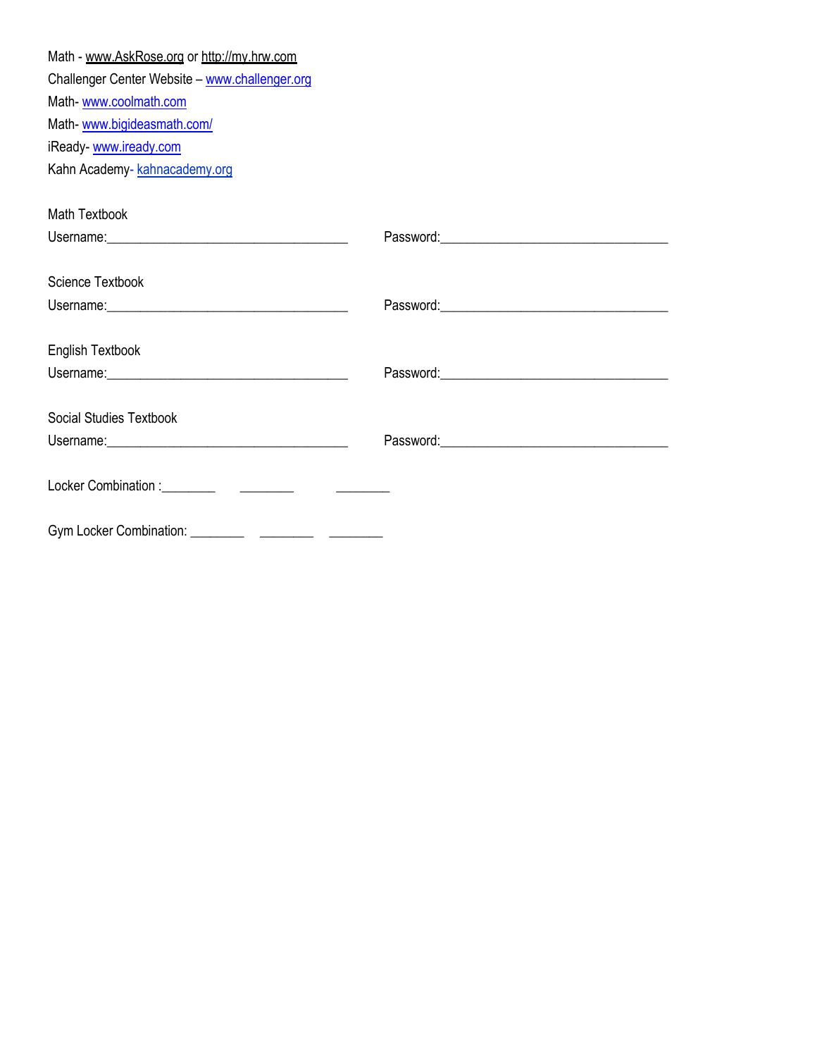Math - www.AskRose.org or http://my.hrw.com

Challenger Center Website – www.challenger.org

Math- www.coolmath.com

Math- www.bigideasmath.com/

iReady- www.iready.com

Kahn Academy- kahnacademy.org

Math Textbook

Username:___________________________________ Password:_________________________________

Science Textbook

Username:___________________________________ Password:_________________________________

English Textbook

Username:___________________________________ Password:_________________________________

Social Studies Textbook

Username:___________________________________ Password:_________________________________

Locker Combination :________ ________ ________

Gym Locker Combination: ________ ________ ________